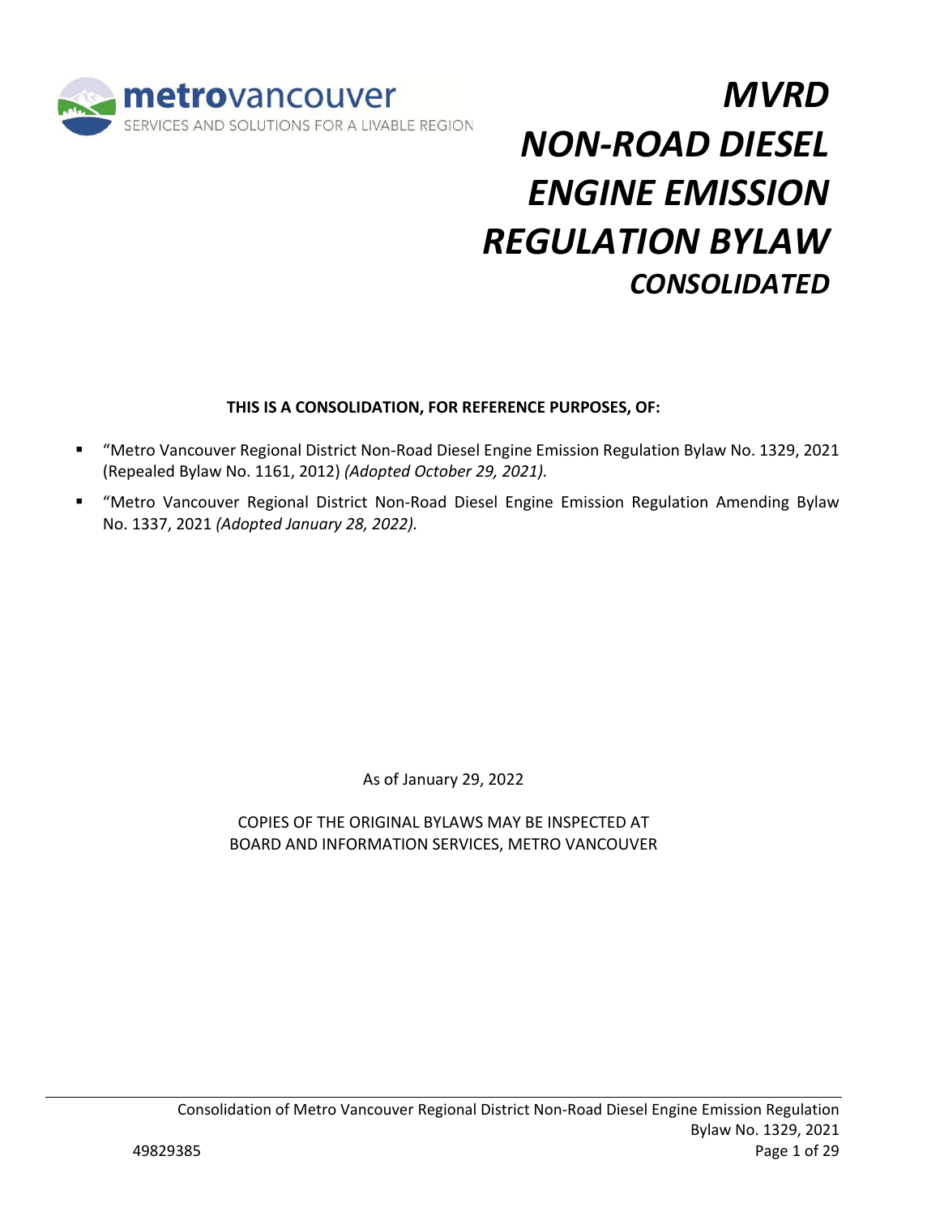metrovancouver
SERVICES AND SOLUTIONS FOR A LIVABLE REGION

# *MVRD NON-ROAD DIESEL ENGINE EMISSION REGULATION BYLAW*

## *CONSOLIDATED*

**THIS IS A CONSOLIDATION, FOR REFERENCE PURPOSES, OF:**

- "Metro Vancouver Regional District Non-Road Diesel Engine Emission Regulation Bylaw No. 1329, 2021 (Repealed Bylaw No. 1161, 2012) *(Adopted October 29, 2021).*
- "Metro Vancouver Regional District Non-Road Diesel Engine Emission Regulation Amending Bylaw No. 1337, 2021 *(Adopted January 28, 2022).*

As of January 29, 2022

COPIES OF THE ORIGINAL BYLAWS MAY BE INSPECTED AT
BOARD AND INFORMATION SERVICES, METRO VANCOUVER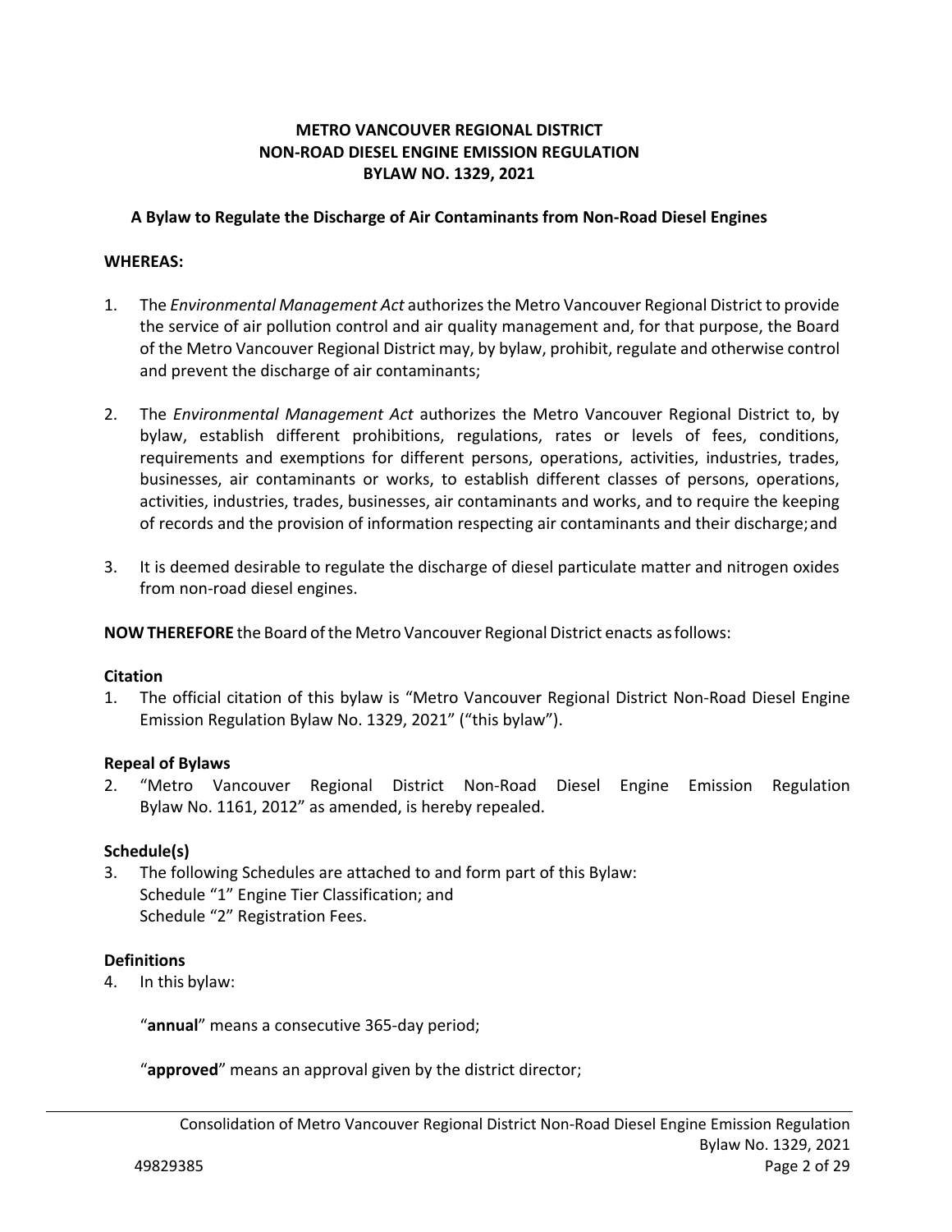**METRO VANCOUVER REGIONAL DISTRICT**
**NON-ROAD DIESEL ENGINE EMISSION REGULATION**
**BYLAW NO. 1329, 2021**

**A Bylaw to Regulate the Discharge of Air Contaminants from Non-Road Diesel Engines**

**WHEREAS:**

1. The *Environmental Management Act* authorizes the Metro Vancouver Regional District to provide the service of air pollution control and air quality management and, for that purpose, the Board of the Metro Vancouver Regional District may, by bylaw, prohibit, regulate and otherwise control and prevent the discharge of air contaminants;

2. The *Environmental Management Act* authorizes the Metro Vancouver Regional District to, by bylaw, establish different prohibitions, regulations, rates or levels of fees, conditions, requirements and exemptions for different persons, operations, activities, industries, trades, businesses, air contaminants or works, to establish different classes of persons, operations, activities, industries, trades, businesses, air contaminants and works, and to require the keeping of records and the provision of information respecting air contaminants and their discharge; and

3. It is deemed desirable to regulate the discharge of diesel particulate matter and nitrogen oxides from non-road diesel engines.

**NOW THEREFORE** the Board of the Metro Vancouver Regional District enacts as follows:

**Citation**

1. The official citation of this bylaw is "Metro Vancouver Regional District Non-Road Diesel Engine Emission Regulation Bylaw No. 1329, 2021" ("this bylaw").

**Repeal of Bylaws**

2. "Metro Vancouver Regional District Non-Road Diesel Engine Emission Regulation Bylaw No. 1161, 2012" as amended, is hereby repealed.

**Schedule(s)**

3. The following Schedules are attached to and form part of this Bylaw:
   Schedule "1" Engine Tier Classification; and
   Schedule "2" Registration Fees.

**Definitions**

4. In this bylaw:

   "**annual**" means a consecutive 365-day period;

   "**approved**" means an approval given by the district director;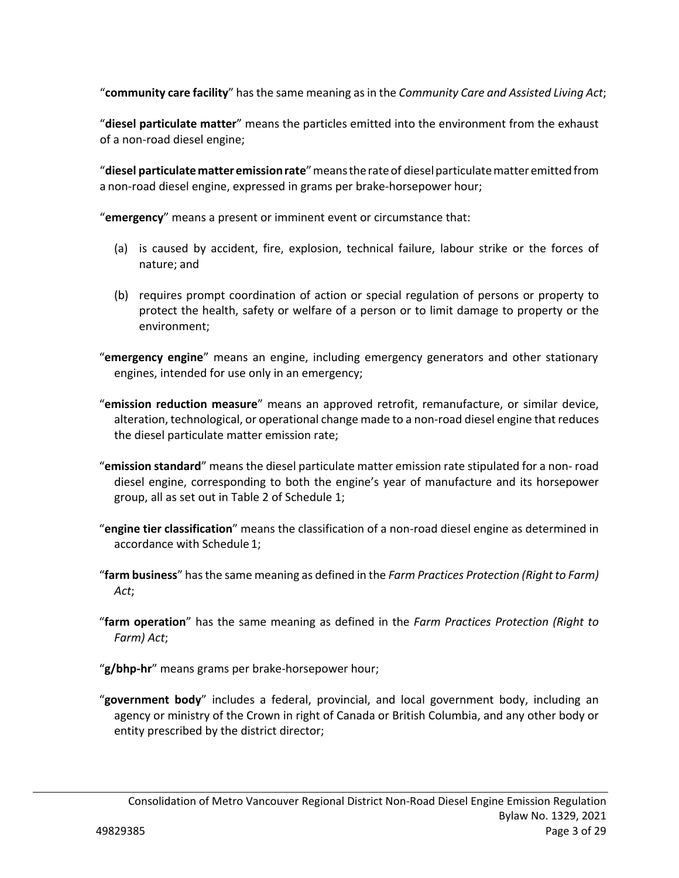"**community care facility**" has the same meaning as in the *Community Care and Assisted Living Act*;

"**diesel particulate matter**" means the particles emitted into the environment from the exhaust of a non-road diesel engine;

"**diesel particulate matter emission rate**" means the rate of diesel particulate matter emitted from a non-road diesel engine, expressed in grams per brake-horsepower hour;

"**emergency**" means a present or imminent event or circumstance that:

(a) is caused by accident, fire, explosion, technical failure, labour strike or the forces of nature; and

(b) requires prompt coordination of action or special regulation of persons or property to protect the health, safety or welfare of a person or to limit damage to property or the environment;

"**emergency engine**" means an engine, including emergency generators and other stationary engines, intended for use only in an emergency;

"**emission reduction measure**" means an approved retrofit, remanufacture, or similar device, alteration, technological, or operational change made to a non-road diesel engine that reduces the diesel particulate matter emission rate;

"**emission standard**" means the diesel particulate matter emission rate stipulated for a non- road diesel engine, corresponding to both the engine's year of manufacture and its horsepower group, all as set out in Table 2 of Schedule 1;

"**engine tier classification**" means the classification of a non-road diesel engine as determined in accordance with Schedule 1;

"**farm business**" has the same meaning as defined in the *Farm Practices Protection (Right to Farm) Act*;

"**farm operation**" has the same meaning as defined in the *Farm Practices Protection (Right to Farm) Act*;

"**g/bhp-hr**" means grams per brake-horsepower hour;

"**government body**" includes a federal, provincial, and local government body, including an agency or ministry of the Crown in right of Canada or British Columbia, and any other body or entity prescribed by the district director;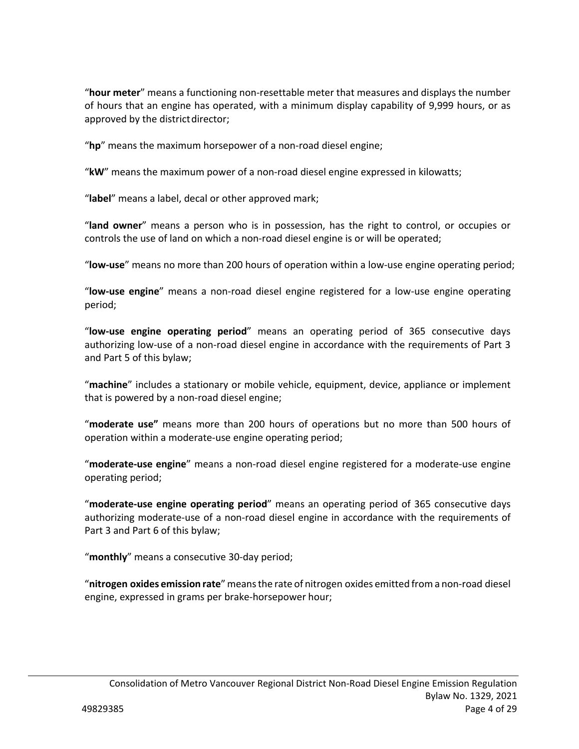"**hour meter**" means a functioning non-resettable meter that measures and displays the number of hours that an engine has operated, with a minimum display capability of 9,999 hours, or as approved by the district director;

"**hp**" means the maximum horsepower of a non-road diesel engine;

"**kW**" means the maximum power of a non-road diesel engine expressed in kilowatts;

"**label**" means a label, decal or other approved mark;

"**land owner**" means a person who is in possession, has the right to control, or occupies or controls the use of land on which a non-road diesel engine is or will be operated;

"**low-use**" means no more than 200 hours of operation within a low-use engine operating period;

"**low-use engine**" means a non-road diesel engine registered for a low-use engine operating period;

"**low-use engine operating period**" means an operating period of 365 consecutive days authorizing low-use of a non-road diesel engine in accordance with the requirements of Part 3 and Part 5 of this bylaw;

"**machine**" includes a stationary or mobile vehicle, equipment, device, appliance or implement that is powered by a non-road diesel engine;

"**moderate use"** means more than 200 hours of operations but no more than 500 hours of operation within a moderate-use engine operating period;

"**moderate-use engine**" means a non-road diesel engine registered for a moderate-use engine operating period;

"**moderate-use engine operating period**" means an operating period of 365 consecutive days authorizing moderate-use of a non-road diesel engine in accordance with the requirements of Part 3 and Part 6 of this bylaw;

"**monthly**" means a consecutive 30-day period;

"**nitrogen oxides emission rate**" means the rate of nitrogen oxides emitted from a non-road diesel engine, expressed in grams per brake-horsepower hour;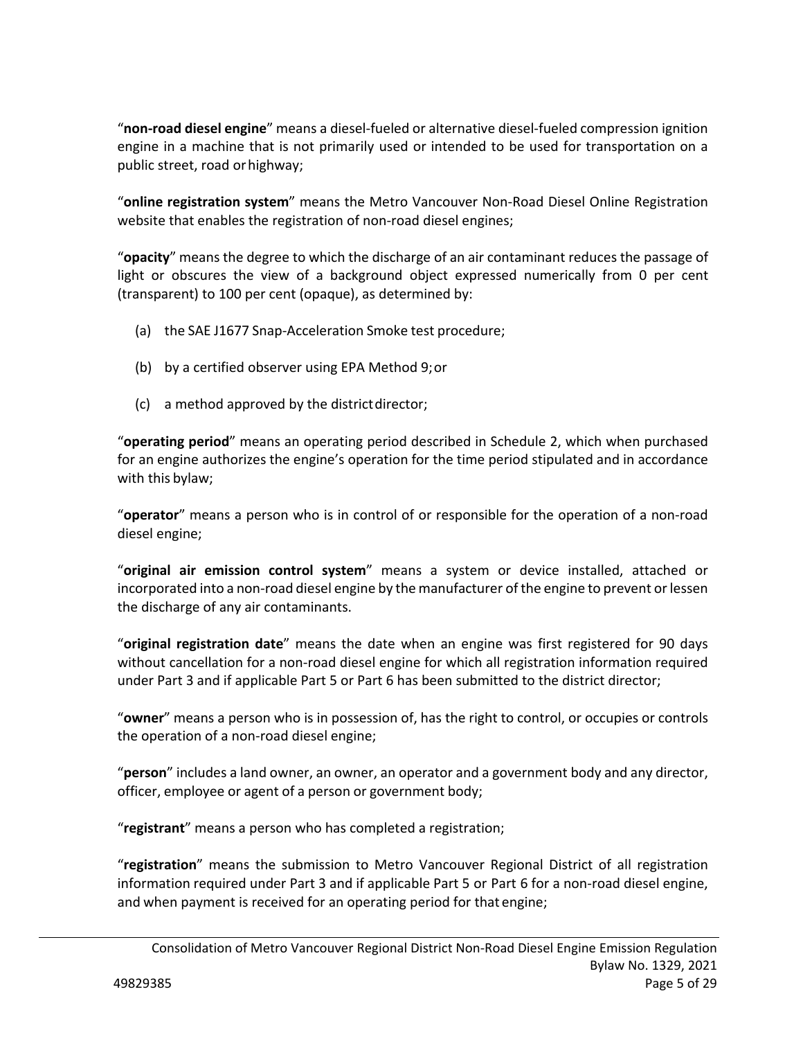"**non-road diesel engine**" means a diesel-fueled or alternative diesel-fueled compression ignition engine in a machine that is not primarily used or intended to be used for transportation on a public street, road or highway;

"**online registration system**" means the Metro Vancouver Non-Road Diesel Online Registration website that enables the registration of non-road diesel engines;

"**opacity**" means the degree to which the discharge of an air contaminant reduces the passage of light or obscures the view of a background object expressed numerically from 0 per cent (transparent) to 100 per cent (opaque), as determined by:

(a) the SAE J1677 Snap-Acceleration Smoke test procedure;

(b) by a certified observer using EPA Method 9; or

(c) a method approved by the district director;

"**operating period**" means an operating period described in Schedule 2, which when purchased for an engine authorizes the engine's operation for the time period stipulated and in accordance with this bylaw;

"**operator**" means a person who is in control of or responsible for the operation of a non-road diesel engine;

"**original air emission control system**" means a system or device installed, attached or incorporated into a non-road diesel engine by the manufacturer of the engine to prevent or lessen the discharge of any air contaminants.

"**original registration date**" means the date when an engine was first registered for 90 days without cancellation for a non-road diesel engine for which all registration information required under Part 3 and if applicable Part 5 or Part 6 has been submitted to the district director;

"**owner**" means a person who is in possession of, has the right to control, or occupies or controls the operation of a non-road diesel engine;

"**person**" includes a land owner, an owner, an operator and a government body and any director, officer, employee or agent of a person or government body;

"**registrant**" means a person who has completed a registration;

"**registration**" means the submission to Metro Vancouver Regional District of all registration information required under Part 3 and if applicable Part 5 or Part 6 for a non-road diesel engine, and when payment is received for an operating period for that engine;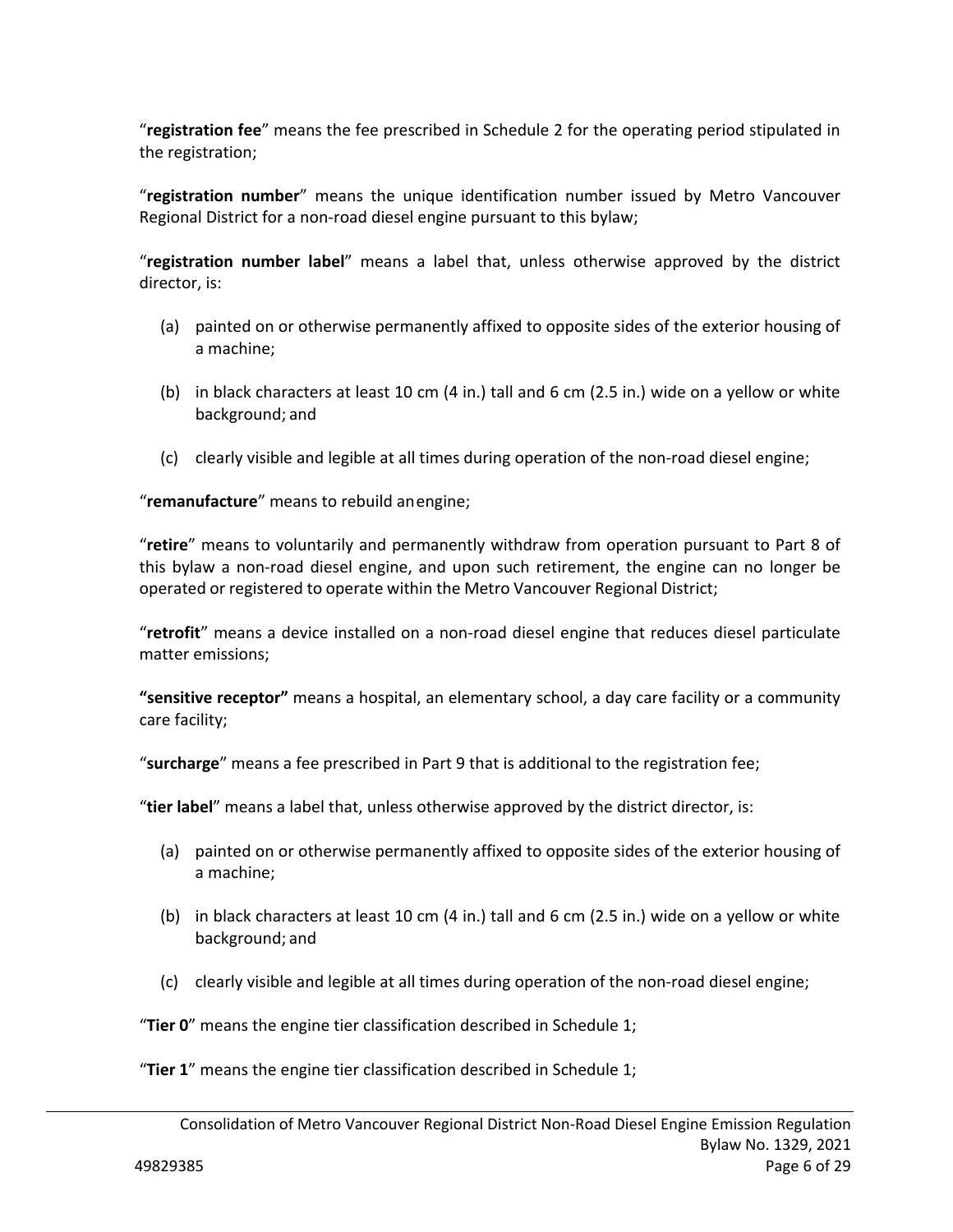"**registration fee**" means the fee prescribed in Schedule 2 for the operating period stipulated in the registration;

"**registration number**" means the unique identification number issued by Metro Vancouver Regional District for a non-road diesel engine pursuant to this bylaw;

"**registration number label**" means a label that, unless otherwise approved by the district director, is:

(a) painted on or otherwise permanently affixed to opposite sides of the exterior housing of a machine;

(b) in black characters at least 10 cm (4 in.) tall and 6 cm (2.5 in.) wide on a yellow or white background; and

(c) clearly visible and legible at all times during operation of the non-road diesel engine;

"**remanufacture**" means to rebuild an engine;

"**retire**" means to voluntarily and permanently withdraw from operation pursuant to Part 8 of this bylaw a non-road diesel engine, and upon such retirement, the engine can no longer be operated or registered to operate within the Metro Vancouver Regional District;

"**retrofit**" means a device installed on a non-road diesel engine that reduces diesel particulate matter emissions;

**"sensitive receptor"** means a hospital, an elementary school, a day care facility or a community care facility;

"**surcharge**" means a fee prescribed in Part 9 that is additional to the registration fee;

"**tier label**" means a label that, unless otherwise approved by the district director, is:

(a) painted on or otherwise permanently affixed to opposite sides of the exterior housing of a machine;

(b) in black characters at least 10 cm (4 in.) tall and 6 cm (2.5 in.) wide on a yellow or white background; and

(c) clearly visible and legible at all times during operation of the non-road diesel engine;

"**Tier 0**" means the engine tier classification described in Schedule 1;

"**Tier 1**" means the engine tier classification described in Schedule 1;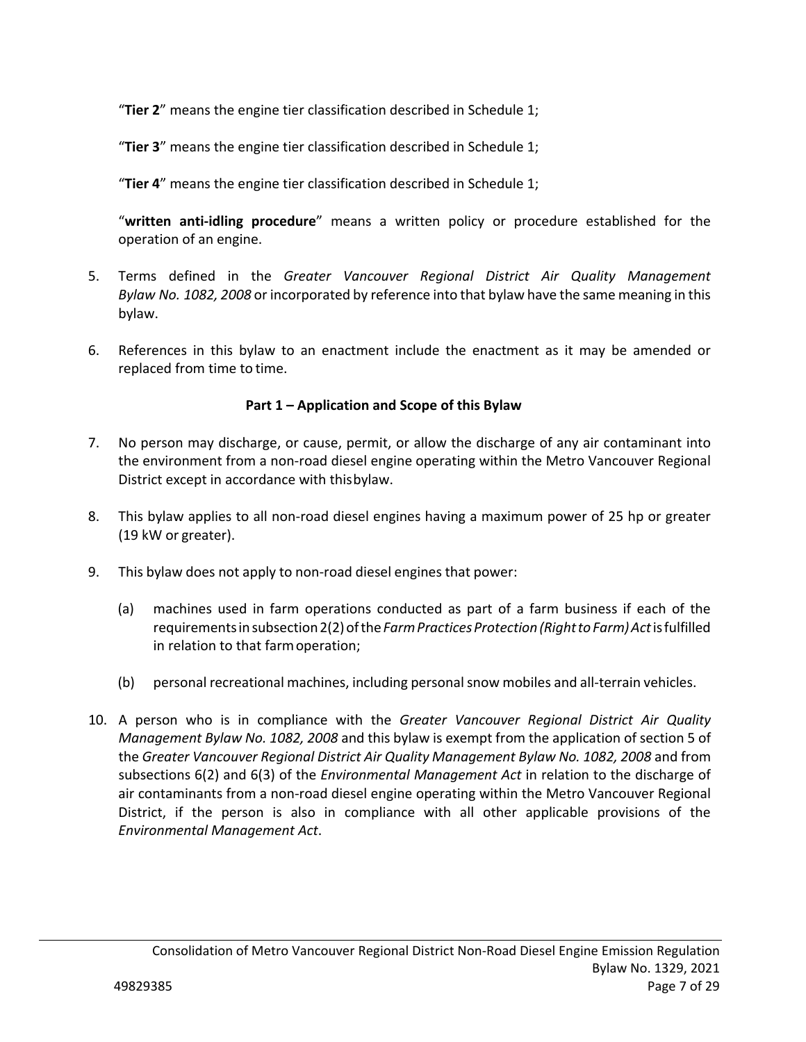"**Tier 2**" means the engine tier classification described in Schedule 1;

"**Tier 3**" means the engine tier classification described in Schedule 1;

"**Tier 4**" means the engine tier classification described in Schedule 1;

"**written anti-idling procedure**" means a written policy or procedure established for the operation of an engine.

5. Terms defined in the *Greater Vancouver Regional District Air Quality Management Bylaw No. 1082, 2008* or incorporated by reference into that bylaw have the same meaning in this bylaw.

6. References in this bylaw to an enactment include the enactment as it may be amended or replaced from time to time.

## Part 1 – Application and Scope of this Bylaw

7. No person may discharge, or cause, permit, or allow the discharge of any air contaminant into the environment from a non-road diesel engine operating within the Metro Vancouver Regional District except in accordance with this bylaw.

8. This bylaw applies to all non-road diesel engines having a maximum power of 25 hp or greater (19 kW or greater).

9. This bylaw does not apply to non-road diesel engines that power:

   (a) machines used in farm operations conducted as part of a farm business if each of the requirements in subsection 2(2) of the *Farm Practices Protection (Right to Farm) Act* is fulfilled in relation to that farm operation;

   (b) personal recreational machines, including personal snow mobiles and all-terrain vehicles.

10. A person who is in compliance with the *Greater Vancouver Regional District Air Quality Management Bylaw No. 1082, 2008* and this bylaw is exempt from the application of section 5 of the *Greater Vancouver Regional District Air Quality Management Bylaw No. 1082, 2008* and from subsections 6(2) and 6(3) of the *Environmental Management Act* in relation to the discharge of air contaminants from a non-road diesel engine operating within the Metro Vancouver Regional District, if the person is also in compliance with all other applicable provisions of the *Environmental Management Act*.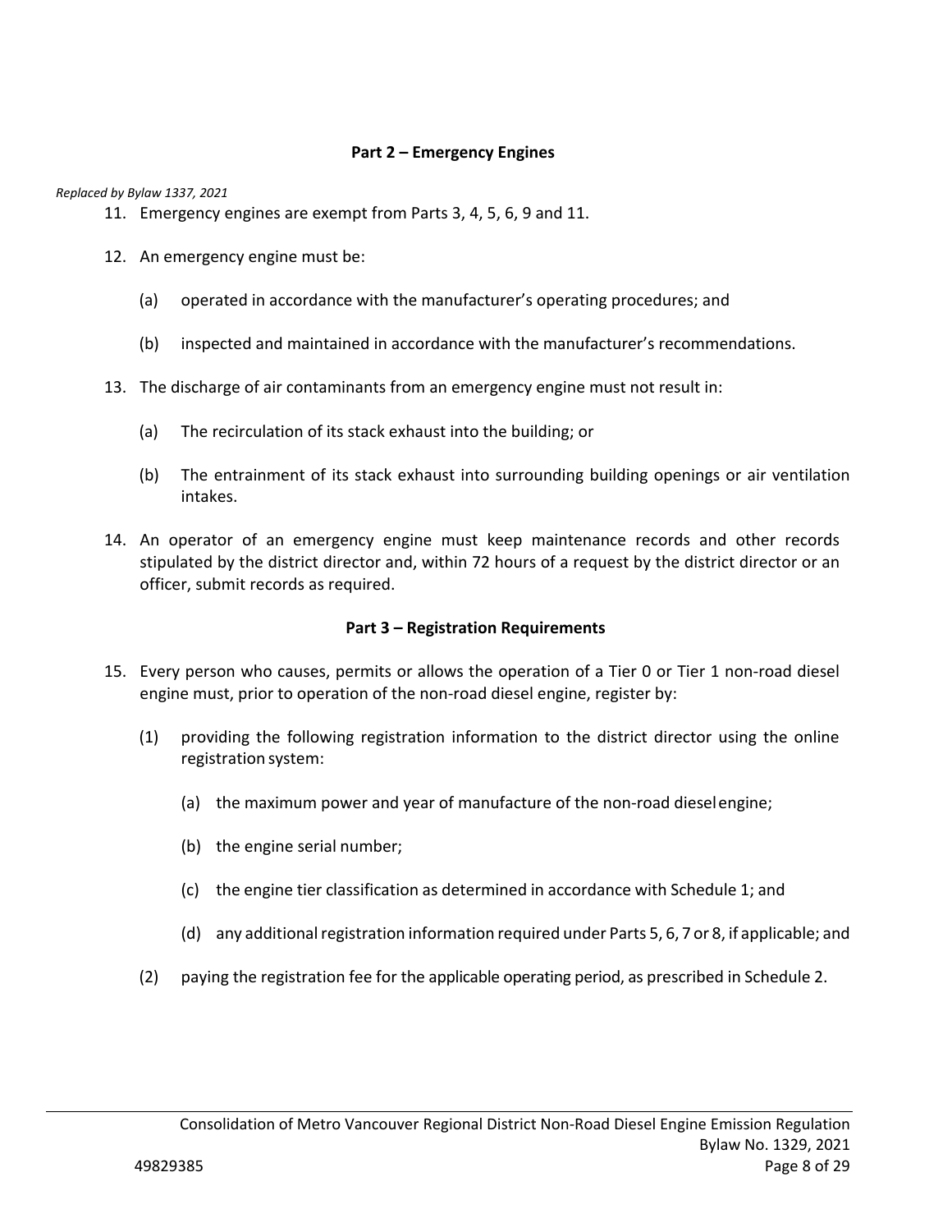## Part 2 – Emergency Engines

*Replaced by Bylaw 1337, 2021*

11. Emergency engines are exempt from Parts 3, 4, 5, 6, 9 and 11.

12. An emergency engine must be:

    (a) operated in accordance with the manufacturer's operating procedures; and

    (b) inspected and maintained in accordance with the manufacturer's recommendations.

13. The discharge of air contaminants from an emergency engine must not result in:

    (a) The recirculation of its stack exhaust into the building; or

    (b) The entrainment of its stack exhaust into surrounding building openings or air ventilation intakes.

14. An operator of an emergency engine must keep maintenance records and other records stipulated by the district director and, within 72 hours of a request by the district director or an officer, submit records as required.

## Part 3 – Registration Requirements

15. Every person who causes, permits or allows the operation of a Tier 0 or Tier 1 non-road diesel engine must, prior to operation of the non-road diesel engine, register by:

    (1) providing the following registration information to the district director using the online registration system:

      (a) the maximum power and year of manufacture of the non-road diesel engine;

      (b) the engine serial number;

      (c) the engine tier classification as determined in accordance with Schedule 1; and

      (d) any additional registration information required under Parts 5, 6, 7 or 8, if applicable; and

    (2) paying the registration fee for the applicable operating period, as prescribed in Schedule 2.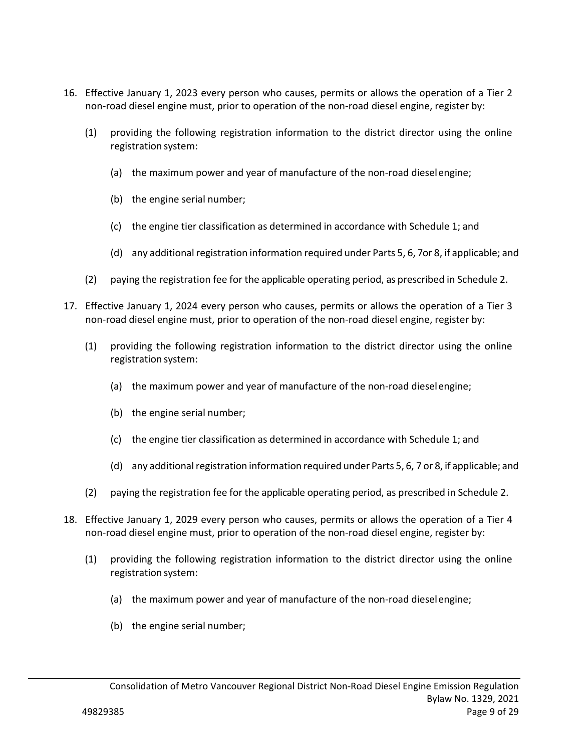16. Effective January 1, 2023 every person who causes, permits or allows the operation of a Tier 2 non-road diesel engine must, prior to operation of the non-road diesel engine, register by:

    (1) providing the following registration information to the district director using the online registration system:

        (a) the maximum power and year of manufacture of the non-road diesel engine;

        (b) the engine serial number;

        (c) the engine tier classification as determined in accordance with Schedule 1; and

        (d) any additional registration information required under Parts 5, 6, 7or 8, if applicable; and

    (2) paying the registration fee for the applicable operating period, as prescribed in Schedule 2.

17. Effective January 1, 2024 every person who causes, permits or allows the operation of a Tier 3 non-road diesel engine must, prior to operation of the non-road diesel engine, register by:

    (1) providing the following registration information to the district director using the online registration system:

        (a) the maximum power and year of manufacture of the non-road diesel engine;

        (b) the engine serial number;

        (c) the engine tier classification as determined in accordance with Schedule 1; and

        (d) any additional registration information required under Parts 5, 6, 7 or 8, if applicable; and

    (2) paying the registration fee for the applicable operating period, as prescribed in Schedule 2.

18. Effective January 1, 2029 every person who causes, permits or allows the operation of a Tier 4 non-road diesel engine must, prior to operation of the non-road diesel engine, register by:

    (1) providing the following registration information to the district director using the online registration system:

        (a) the maximum power and year of manufacture of the non-road diesel engine;

        (b) the engine serial number;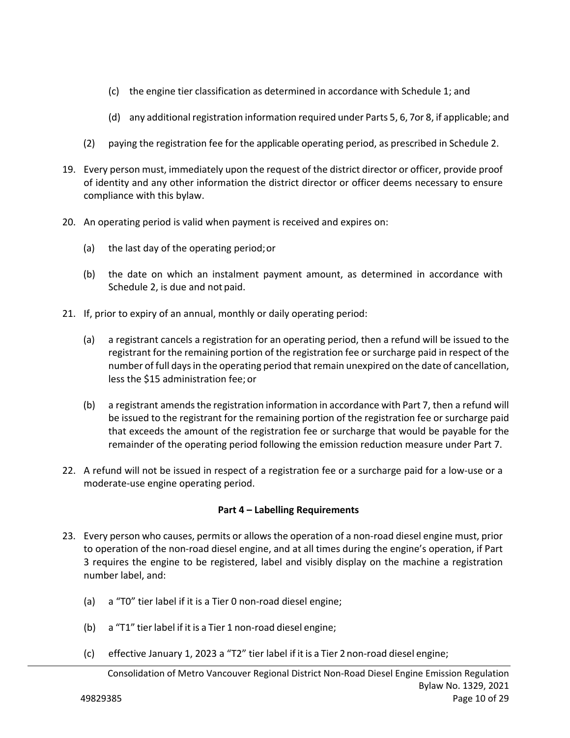(c) the engine tier classification as determined in accordance with Schedule 1; and

(d) any additional registration information required under Parts 5, 6, 7or 8, if applicable; and

(2) paying the registration fee for the applicable operating period, as prescribed in Schedule 2.

19. Every person must, immediately upon the request of the district director or officer, provide proof of identity and any other information the district director or officer deems necessary to ensure compliance with this bylaw.

20. An operating period is valid when payment is received and expires on:

    (a) the last day of the operating period; or

    (b) the date on which an instalment payment amount, as determined in accordance with Schedule 2, is due and not paid.

21. If, prior to expiry of an annual, monthly or daily operating period:

    (a) a registrant cancels a registration for an operating period, then a refund will be issued to the registrant for the remaining portion of the registration fee or surcharge paid in respect of the number of full days in the operating period that remain unexpired on the date of cancellation, less the $15 administration fee; or

    (b) a registrant amends the registration information in accordance with Part 7, then a refund will be issued to the registrant for the remaining portion of the registration fee or surcharge paid that exceeds the amount of the registration fee or surcharge that would be payable for the remainder of the operating period following the emission reduction measure under Part 7.

22. A refund will not be issued in respect of a registration fee or a surcharge paid for a low-use or a moderate-use engine operating period.

## Part 4 – Labelling Requirements

23. Every person who causes, permits or allows the operation of a non-road diesel engine must, prior to operation of the non-road diesel engine, and at all times during the engine's operation, if Part 3 requires the engine to be registered, label and visibly display on the machine a registration number label, and:

    (a) a "T0" tier label if it is a Tier 0 non-road diesel engine;

    (b) a "T1" tier label if it is a Tier 1 non-road diesel engine;

    (c) effective January 1, 2023 a "T2" tier label if it is a Tier 2 non-road diesel engine;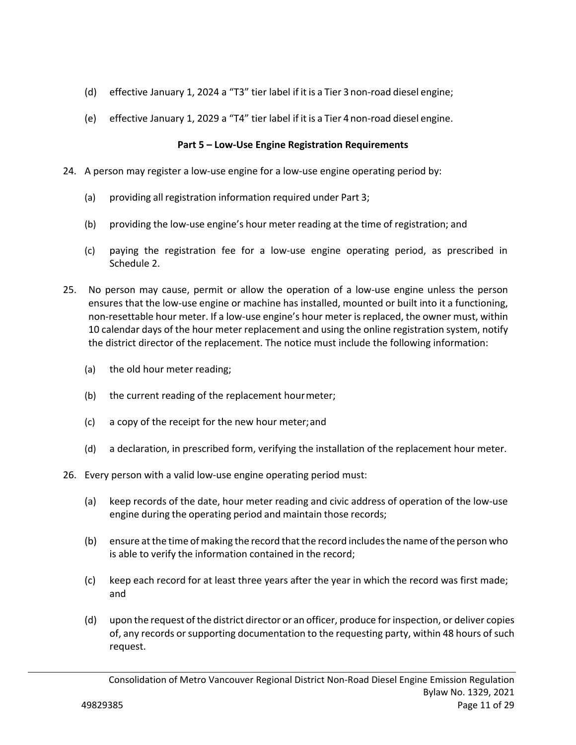(d) effective January 1, 2024 a "T3" tier label if it is a Tier 3 non-road diesel engine;

(e) effective January 1, 2029 a "T4" tier label if it is a Tier 4 non-road diesel engine.

## Part 5 – Low-Use Engine Registration Requirements

24. A person may register a low-use engine for a low-use engine operating period by:

    (a) providing all registration information required under Part 3;

    (b) providing the low-use engine's hour meter reading at the time of registration; and

    (c) paying the registration fee for a low-use engine operating period, as prescribed in Schedule 2.

25. No person may cause, permit or allow the operation of a low-use engine unless the person ensures that the low-use engine or machine has installed, mounted or built into it a functioning, non-resettable hour meter. If a low-use engine's hour meter is replaced, the owner must, within 10 calendar days of the hour meter replacement and using the online registration system, notify the district director of the replacement. The notice must include the following information:

    (a) the old hour meter reading;

    (b) the current reading of the replacement hour meter;

    (c) a copy of the receipt for the new hour meter; and

    (d) a declaration, in prescribed form, verifying the installation of the replacement hour meter.

26. Every person with a valid low-use engine operating period must:

    (a) keep records of the date, hour meter reading and civic address of operation of the low-use engine during the operating period and maintain those records;

    (b) ensure at the time of making the record that the record includes the name of the person who is able to verify the information contained in the record;

    (c) keep each record for at least three years after the year in which the record was first made; and

    (d) upon the request of the district director or an officer, produce for inspection, or deliver copies of, any records or supporting documentation to the requesting party, within 48 hours of such request.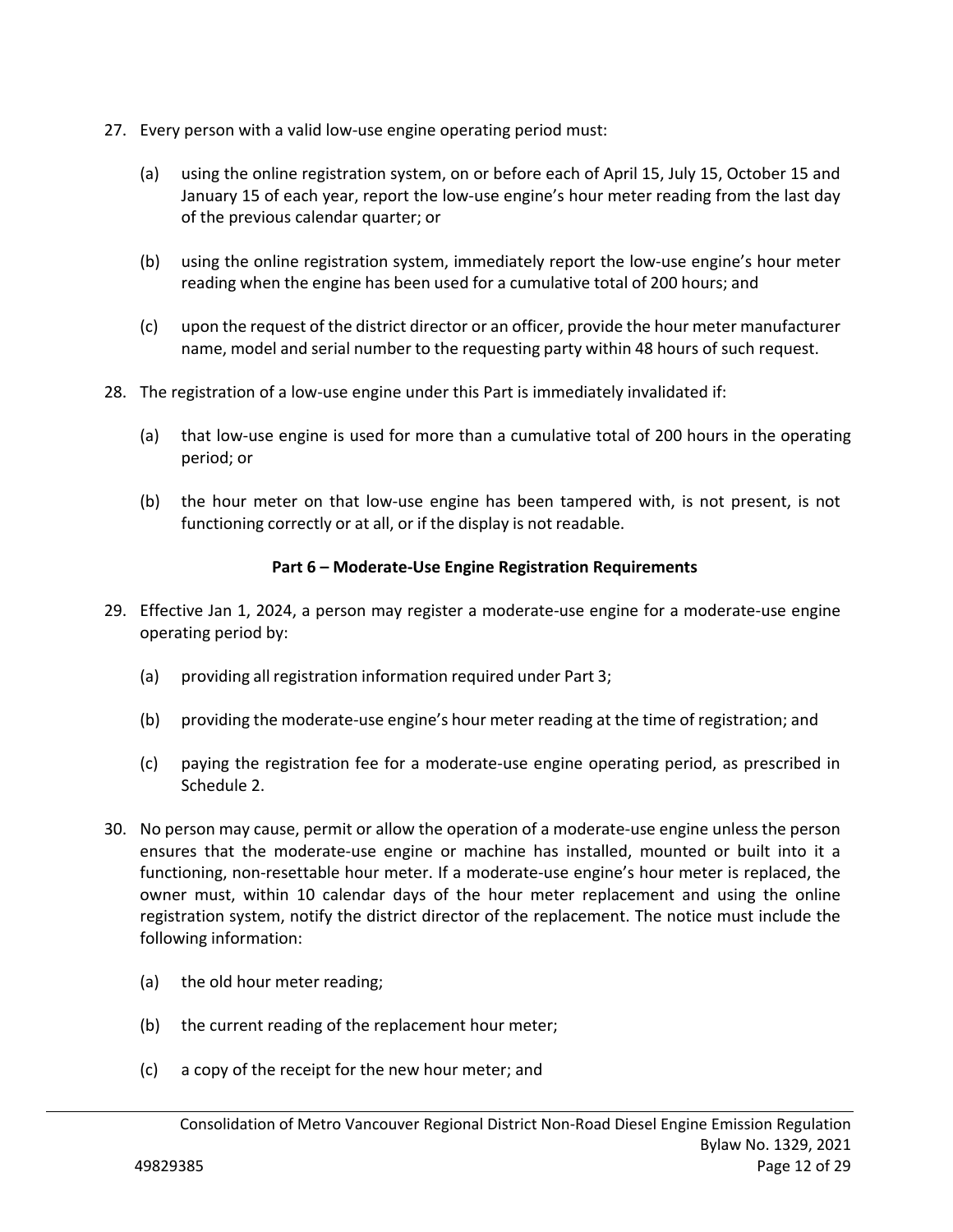27. Every person with a valid low-use engine operating period must:

    (a) using the online registration system, on or before each of April 15, July 15, October 15 and January 15 of each year, report the low-use engine's hour meter reading from the last day of the previous calendar quarter; or

    (b) using the online registration system, immediately report the low-use engine's hour meter reading when the engine has been used for a cumulative total of 200 hours; and

    (c) upon the request of the district director or an officer, provide the hour meter manufacturer name, model and serial number to the requesting party within 48 hours of such request.

28. The registration of a low-use engine under this Part is immediately invalidated if:

    (a) that low-use engine is used for more than a cumulative total of 200 hours in the operating period; or

    (b) the hour meter on that low-use engine has been tampered with, is not present, is not functioning correctly or at all, or if the display is not readable.

### Part 6 – Moderate-Use Engine Registration Requirements

29. Effective Jan 1, 2024, a person may register a moderate-use engine for a moderate-use engine operating period by:

    (a) providing all registration information required under Part 3;

    (b) providing the moderate-use engine's hour meter reading at the time of registration; and

    (c) paying the registration fee for a moderate-use engine operating period, as prescribed in Schedule 2.

30. No person may cause, permit or allow the operation of a moderate-use engine unless the person ensures that the moderate-use engine or machine has installed, mounted or built into it a functioning, non-resettable hour meter. If a moderate-use engine's hour meter is replaced, the owner must, within 10 calendar days of the hour meter replacement and using the online registration system, notify the district director of the replacement. The notice must include the following information:

    (a) the old hour meter reading;

    (b) the current reading of the replacement hour meter;

    (c) a copy of the receipt for the new hour meter; and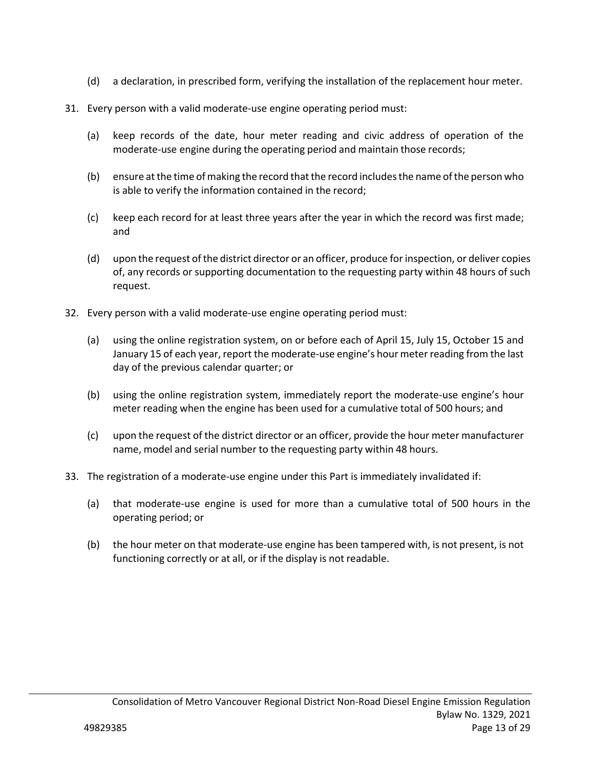(d) a declaration, in prescribed form, verifying the installation of the replacement hour meter.

31. Every person with a valid moderate-use engine operating period must:

    (a) keep records of the date, hour meter reading and civic address of operation of the moderate-use engine during the operating period and maintain those records;

    (b) ensure at the time of making the record that the record includes the name of the person who is able to verify the information contained in the record;

    (c) keep each record for at least three years after the year in which the record was first made; and

    (d) upon the request of the district director or an officer, produce for inspection, or deliver copies of, any records or supporting documentation to the requesting party within 48 hours of such request.

32. Every person with a valid moderate-use engine operating period must:

    (a) using the online registration system, on or before each of April 15, July 15, October 15 and January 15 of each year, report the moderate-use engine's hour meter reading from the last day of the previous calendar quarter; or

    (b) using the online registration system, immediately report the moderate-use engine's hour meter reading when the engine has been used for a cumulative total of 500 hours; and

    (c) upon the request of the district director or an officer, provide the hour meter manufacturer name, model and serial number to the requesting party within 48 hours.

33. The registration of a moderate-use engine under this Part is immediately invalidated if:

    (a) that moderate-use engine is used for more than a cumulative total of 500 hours in the operating period; or

    (b) the hour meter on that moderate-use engine has been tampered with, is not present, is not functioning correctly or at all, or if the display is not readable.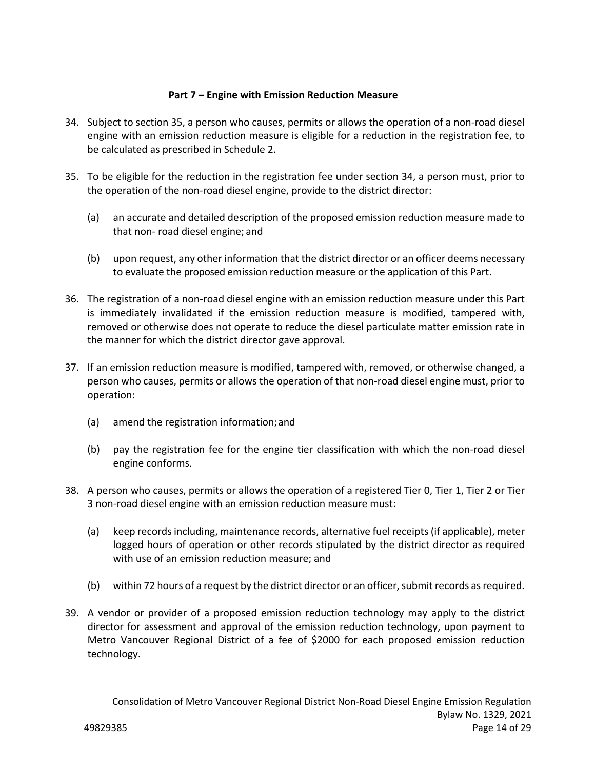## Part 7 – Engine with Emission Reduction Measure

34. Subject to section 35, a person who causes, permits or allows the operation of a non-road diesel engine with an emission reduction measure is eligible for a reduction in the registration fee, to be calculated as prescribed in Schedule 2.

35. To be eligible for the reduction in the registration fee under section 34, a person must, prior to the operation of the non-road diesel engine, provide to the district director:

    (a) an accurate and detailed description of the proposed emission reduction measure made to that non- road diesel engine; and

    (b) upon request, any other information that the district director or an officer deems necessary to evaluate the proposed emission reduction measure or the application of this Part.

36. The registration of a non-road diesel engine with an emission reduction measure under this Part is immediately invalidated if the emission reduction measure is modified, tampered with, removed or otherwise does not operate to reduce the diesel particulate matter emission rate in the manner for which the district director gave approval.

37. If an emission reduction measure is modified, tampered with, removed, or otherwise changed, a person who causes, permits or allows the operation of that non-road diesel engine must, prior to operation:

    (a) amend the registration information; and

    (b) pay the registration fee for the engine tier classification with which the non-road diesel engine conforms.

38. A person who causes, permits or allows the operation of a registered Tier 0, Tier 1, Tier 2 or Tier 3 non-road diesel engine with an emission reduction measure must:

    (a) keep records including, maintenance records, alternative fuel receipts (if applicable), meter logged hours of operation or other records stipulated by the district director as required with use of an emission reduction measure; and

    (b) within 72 hours of a request by the district director or an officer, submit records as required.

39. A vendor or provider of a proposed emission reduction technology may apply to the district director for assessment and approval of the emission reduction technology, upon payment to Metro Vancouver Regional District of a fee of $2000 for each proposed emission reduction technology.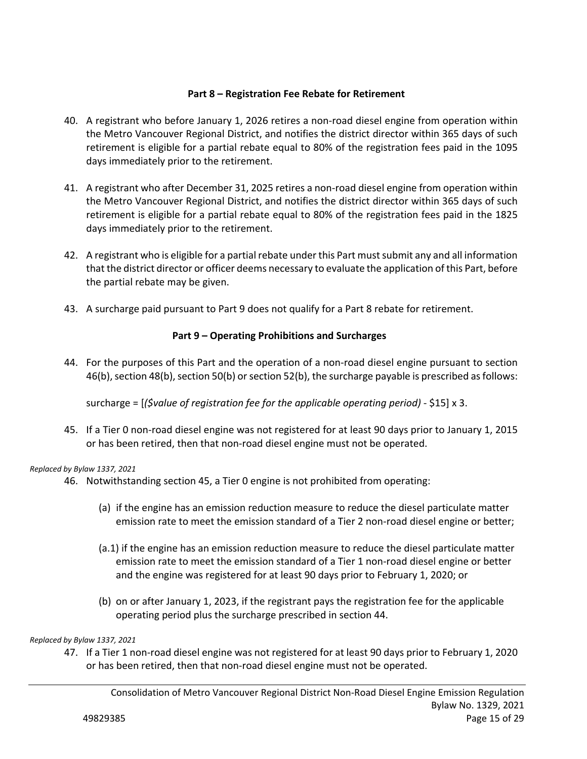### Part 8 – Registration Fee Rebate for Retirement

40. A registrant who before January 1, 2026 retires a non-road diesel engine from operation within the Metro Vancouver Regional District, and notifies the district director within 365 days of such retirement is eligible for a partial rebate equal to 80% of the registration fees paid in the 1095 days immediately prior to the retirement.

41. A registrant who after December 31, 2025 retires a non-road diesel engine from operation within the Metro Vancouver Regional District, and notifies the district director within 365 days of such retirement is eligible for a partial rebate equal to 80% of the registration fees paid in the 1825 days immediately prior to the retirement.

42. A registrant who is eligible for a partial rebate under this Part must submit any and all information that the district director or officer deems necessary to evaluate the application of this Part, before the partial rebate may be given.

43. A surcharge paid pursuant to Part 9 does not qualify for a Part 8 rebate for retirement.

### Part 9 – Operating Prohibitions and Surcharges

44. For the purposes of this Part and the operation of a non-road diesel engine pursuant to section 46(b), section 48(b), section 50(b) or section 52(b), the surcharge payable is prescribed as follows:

    surcharge = [*($value of registration fee for the applicable operating period)* - $15] x 3.

45. If a Tier 0 non-road diesel engine was not registered for at least 90 days prior to January 1, 2015 or has been retired, then that non-road diesel engine must not be operated.

*Replaced by Bylaw 1337, 2021*

46. Notwithstanding section 45, a Tier 0 engine is not prohibited from operating:

    (a) if the engine has an emission reduction measure to reduce the diesel particulate matter emission rate to meet the emission standard of a Tier 2 non-road diesel engine or better;

    (a.1) if the engine has an emission reduction measure to reduce the diesel particulate matter emission rate to meet the emission standard of a Tier 1 non-road diesel engine or better and the engine was registered for at least 90 days prior to February 1, 2020; or

    (b) on or after January 1, 2023, if the registrant pays the registration fee for the applicable operating period plus the surcharge prescribed in section 44.

*Replaced by Bylaw 1337, 2021*

47. If a Tier 1 non-road diesel engine was not registered for at least 90 days prior to February 1, 2020 or has been retired, then that non-road diesel engine must not be operated.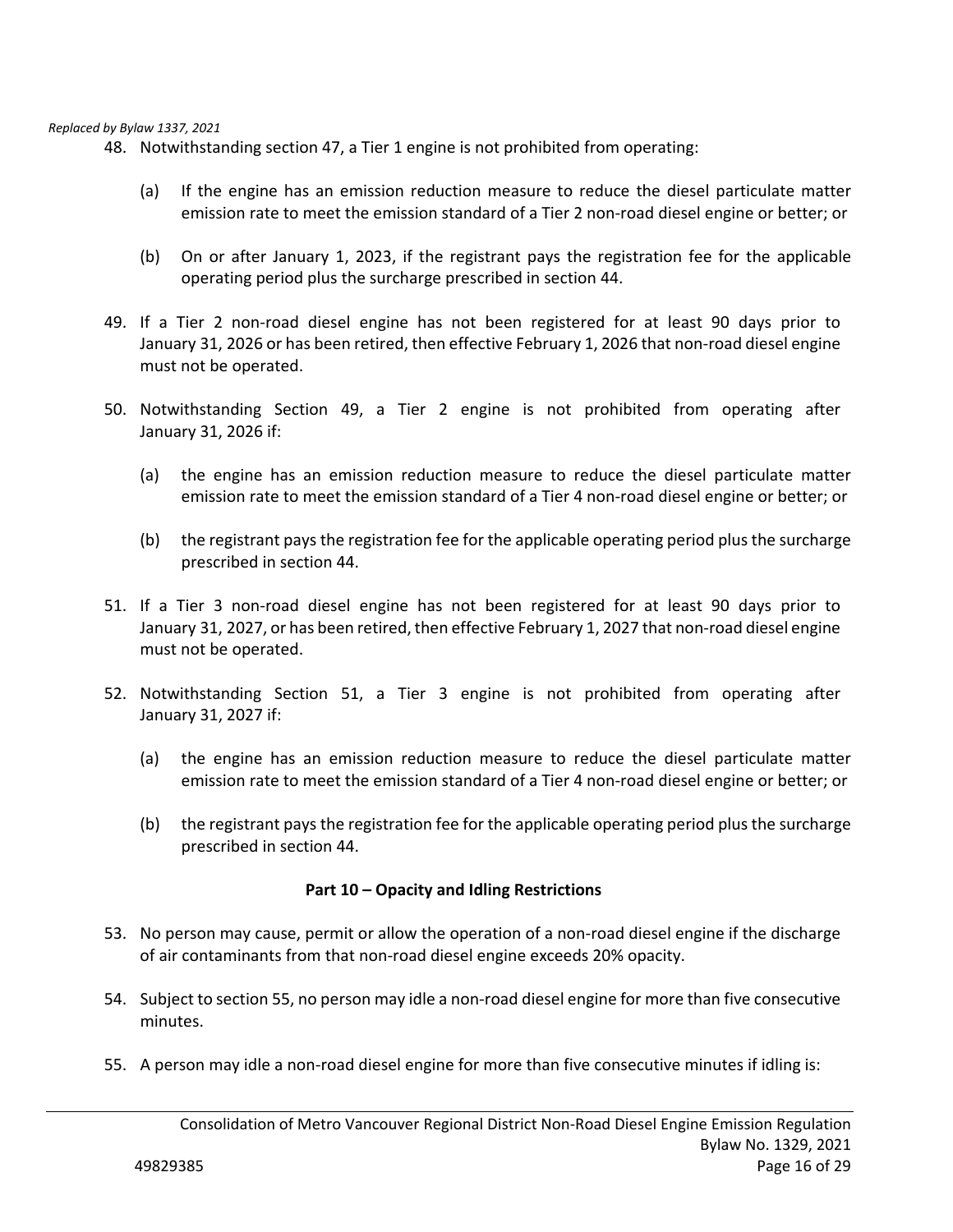*Replaced by Bylaw 1337, 2021*

48. Notwithstanding section 47, a Tier 1 engine is not prohibited from operating:

    (a) If the engine has an emission reduction measure to reduce the diesel particulate matter emission rate to meet the emission standard of a Tier 2 non-road diesel engine or better; or

    (b) On or after January 1, 2023, if the registrant pays the registration fee for the applicable operating period plus the surcharge prescribed in section 44.

49. If a Tier 2 non-road diesel engine has not been registered for at least 90 days prior to January 31, 2026 or has been retired, then effective February 1, 2026 that non-road diesel engine must not be operated.

50. Notwithstanding Section 49, a Tier 2 engine is not prohibited from operating after January 31, 2026 if:

    (a) the engine has an emission reduction measure to reduce the diesel particulate matter emission rate to meet the emission standard of a Tier 4 non-road diesel engine or better; or

    (b) the registrant pays the registration fee for the applicable operating period plus the surcharge prescribed in section 44.

51. If a Tier 3 non-road diesel engine has not been registered for at least 90 days prior to January 31, 2027, or has been retired, then effective February 1, 2027 that non-road diesel engine must not be operated.

52. Notwithstanding Section 51, a Tier 3 engine is not prohibited from operating after January 31, 2027 if:

    (a) the engine has an emission reduction measure to reduce the diesel particulate matter emission rate to meet the emission standard of a Tier 4 non-road diesel engine or better; or

    (b) the registrant pays the registration fee for the applicable operating period plus the surcharge prescribed in section 44.

## Part 10 – Opacity and Idling Restrictions

53. No person may cause, permit or allow the operation of a non-road diesel engine if the discharge of air contaminants from that non-road diesel engine exceeds 20% opacity.

54. Subject to section 55, no person may idle a non-road diesel engine for more than five consecutive minutes.

55. A person may idle a non-road diesel engine for more than five consecutive minutes if idling is: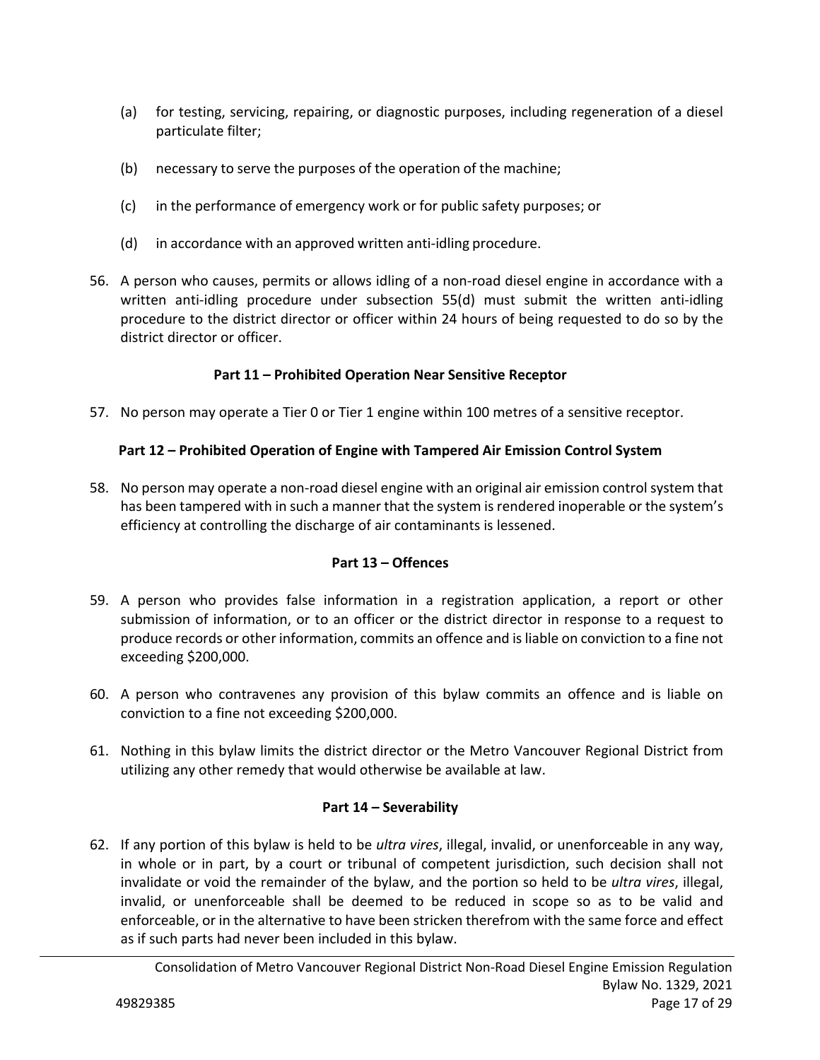(a) for testing, servicing, repairing, or diagnostic purposes, including regeneration of a diesel particulate filter;

(b) necessary to serve the purposes of the operation of the machine;

(c) in the performance of emergency work or for public safety purposes; or

(d) in accordance with an approved written anti-idling procedure.

56. A person who causes, permits or allows idling of a non-road diesel engine in accordance with a written anti-idling procedure under subsection 55(d) must submit the written anti-idling procedure to the district director or officer within 24 hours of being requested to do so by the district director or officer.

**Part 11 – Prohibited Operation Near Sensitive Receptor**

57. No person may operate a Tier 0 or Tier 1 engine within 100 metres of a sensitive receptor.

**Part 12 – Prohibited Operation of Engine with Tampered Air Emission Control System**

58. No person may operate a non-road diesel engine with an original air emission control system that has been tampered with in such a manner that the system is rendered inoperable or the system's efficiency at controlling the discharge of air contaminants is lessened.

**Part 13 – Offences**

59. A person who provides false information in a registration application, a report or other submission of information, or to an officer or the district director in response to a request to produce records or other information, commits an offence and is liable on conviction to a fine not exceeding $200,000.

60. A person who contravenes any provision of this bylaw commits an offence and is liable on conviction to a fine not exceeding $200,000.

61. Nothing in this bylaw limits the district director or the Metro Vancouver Regional District from utilizing any other remedy that would otherwise be available at law.

**Part 14 – Severability**

62. If any portion of this bylaw is held to be *ultra vires*, illegal, invalid, or unenforceable in any way, in whole or in part, by a court or tribunal of competent jurisdiction, such decision shall not invalidate or void the remainder of the bylaw, and the portion so held to be *ultra vires*, illegal, invalid, or unenforceable shall be deemed to be reduced in scope so as to be valid and enforceable, or in the alternative to have been stricken therefrom with the same force and effect as if such parts had never been included in this bylaw.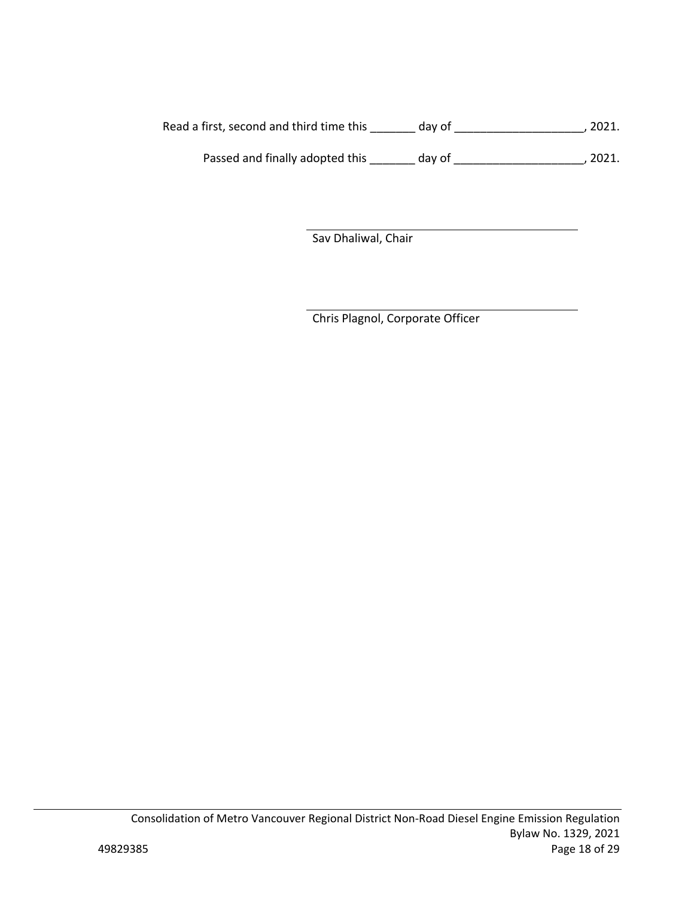Read a first, second and third time this _______ day of ____________________, 2021.

Passed and finally adopted this _______ day of ____________________, 2021.

_____________________________________

Sav Dhaliwal, Chair

_____________________________________

Chris Plagnol, Corporate Officer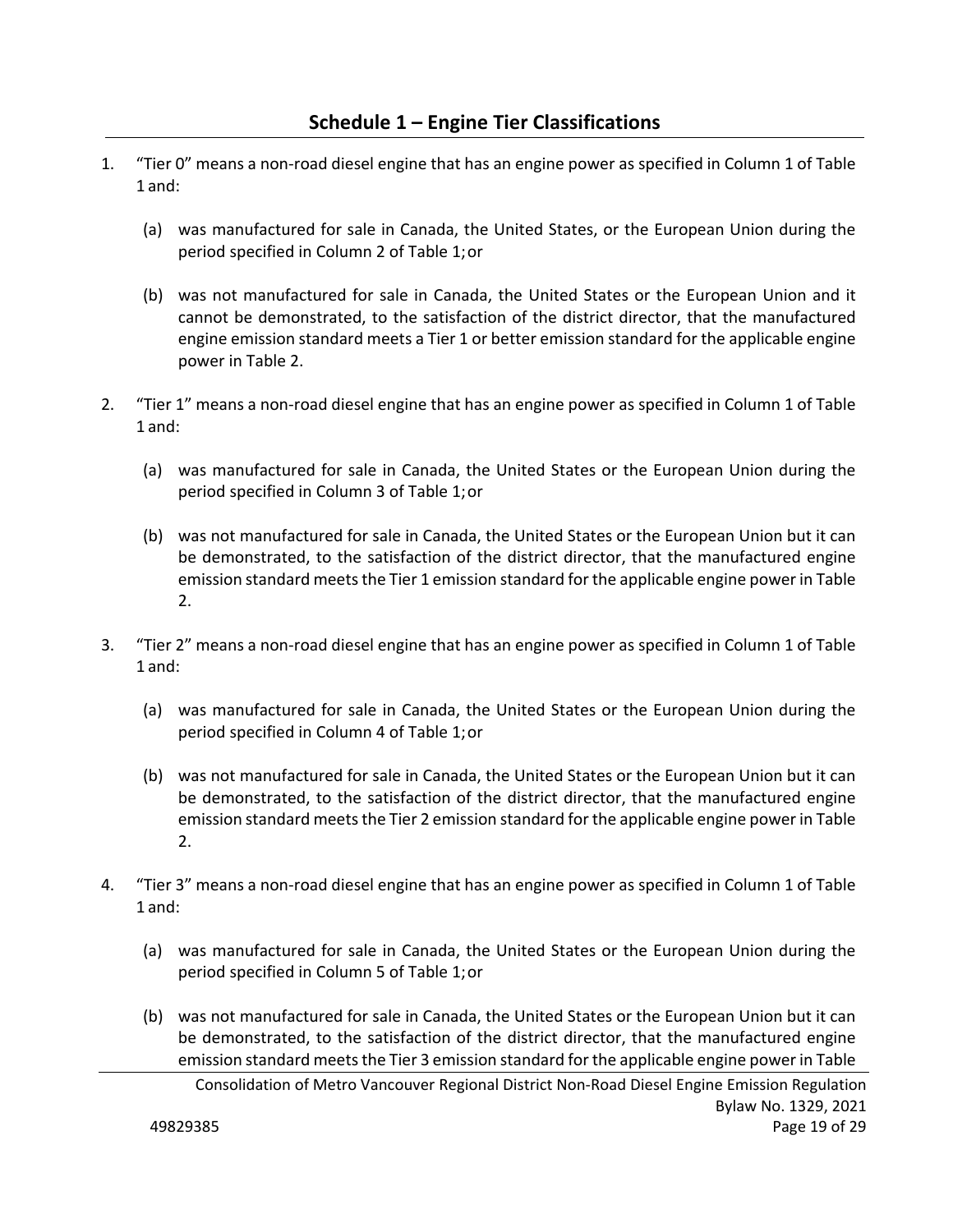## Schedule 1 – Engine Tier Classifications

1. "Tier 0" means a non-road diesel engine that has an engine power as specified in Column 1 of Table 1 and:

   (a) was manufactured for sale in Canada, the United States, or the European Union during the period specified in Column 2 of Table 1; or

   (b) was not manufactured for sale in Canada, the United States or the European Union and it cannot be demonstrated, to the satisfaction of the district director, that the manufactured engine emission standard meets a Tier 1 or better emission standard for the applicable engine power in Table 2.

2. "Tier 1" means a non-road diesel engine that has an engine power as specified in Column 1 of Table 1 and:

   (a) was manufactured for sale in Canada, the United States or the European Union during the period specified in Column 3 of Table 1; or

   (b) was not manufactured for sale in Canada, the United States or the European Union but it can be demonstrated, to the satisfaction of the district director, that the manufactured engine emission standard meets the Tier 1 emission standard for the applicable engine power in Table 2.

3. "Tier 2" means a non-road diesel engine that has an engine power as specified in Column 1 of Table 1 and:

   (a) was manufactured for sale in Canada, the United States or the European Union during the period specified in Column 4 of Table 1; or

   (b) was not manufactured for sale in Canada, the United States or the European Union but it can be demonstrated, to the satisfaction of the district director, that the manufactured engine emission standard meets the Tier 2 emission standard for the applicable engine power in Table 2.

4. "Tier 3" means a non-road diesel engine that has an engine power as specified in Column 1 of Table 1 and:

   (a) was manufactured for sale in Canada, the United States or the European Union during the period specified in Column 5 of Table 1; or

   (b) was not manufactured for sale in Canada, the United States or the European Union but it can be demonstrated, to the satisfaction of the district director, that the manufactured engine emission standard meets the Tier 3 emission standard for the applicable engine power in Table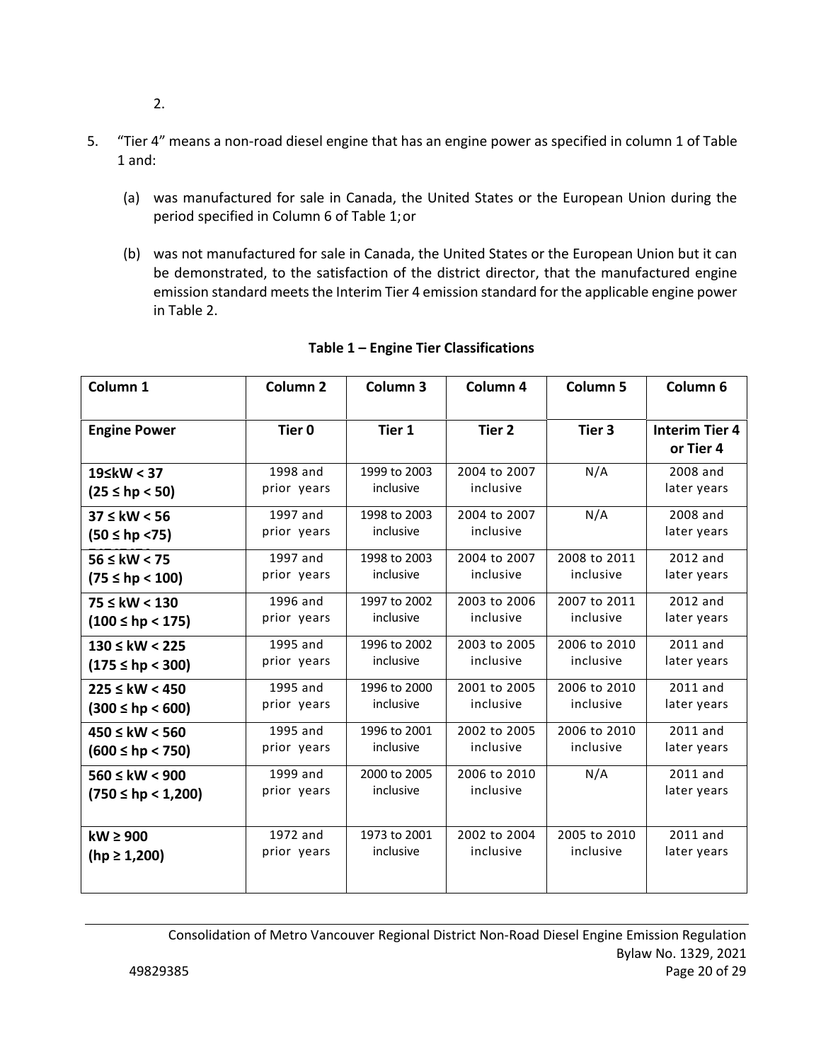2.

5. "Tier 4" means a non-road diesel engine that has an engine power as specified in column 1 of Table 1 and:

   (a) was manufactured for sale in Canada, the United States or the European Union during the period specified in Column 6 of Table 1; or

   (b) was not manufactured for sale in Canada, the United States or the European Union but it can be demonstrated, to the satisfaction of the district director, that the manufactured engine emission standard meets the Interim Tier 4 emission standard for the applicable engine power in Table 2.

**Table 1 – Engine Tier Classifications**

| Column 1 | Column 2 | Column 3 | Column 4 | Column 5 | Column 6 |
|---|---|---|---|---|---|
| **Engine Power** | **Tier 0** | **Tier 1** | **Tier 2** | **Tier 3** | **Interim Tier 4 or Tier 4** |
| **19≤kW < 37 (25 ≤ hp < 50)** | 1998 and prior years | 1999 to 2003 inclusive | 2004 to 2007 inclusive | N/A | 2008 and later years |
| **37 ≤ kW < 56 (50 ≤ hp <75)** | 1997 and prior years | 1998 to 2003 inclusive | 2004 to 2007 inclusive | N/A | 2008 and later years |
| **56 ≤ kW < 75 (75 ≤ hp < 100)** | 1997 and prior years | 1998 to 2003 inclusive | 2004 to 2007 inclusive | 2008 to 2011 inclusive | 2012 and later years |
| **75 ≤ kW < 130 (100 ≤ hp < 175)** | 1996 and prior years | 1997 to 2002 inclusive | 2003 to 2006 inclusive | 2007 to 2011 inclusive | 2012 and later years |
| **130 ≤ kW < 225 (175 ≤ hp < 300)** | 1995 and prior years | 1996 to 2002 inclusive | 2003 to 2005 inclusive | 2006 to 2010 inclusive | 2011 and later years |
| **225 ≤ kW < 450 (300 ≤ hp < 600)** | 1995 and prior years | 1996 to 2000 inclusive | 2001 to 2005 inclusive | 2006 to 2010 inclusive | 2011 and later years |
| **450 ≤ kW < 560 (600 ≤ hp < 750)** | 1995 and prior years | 1996 to 2001 inclusive | 2002 to 2005 inclusive | 2006 to 2010 inclusive | 2011 and later years |
| **560 ≤ kW < 900 (750 ≤ hp < 1,200)** | 1999 and prior years | 2000 to 2005 inclusive | 2006 to 2010 inclusive | N/A | 2011 and later years |
| **kW ≥ 900 (hp ≥ 1,200)** | 1972 and prior years | 1973 to 2001 inclusive | 2002 to 2004 inclusive | 2005 to 2010 inclusive | 2011 and later years |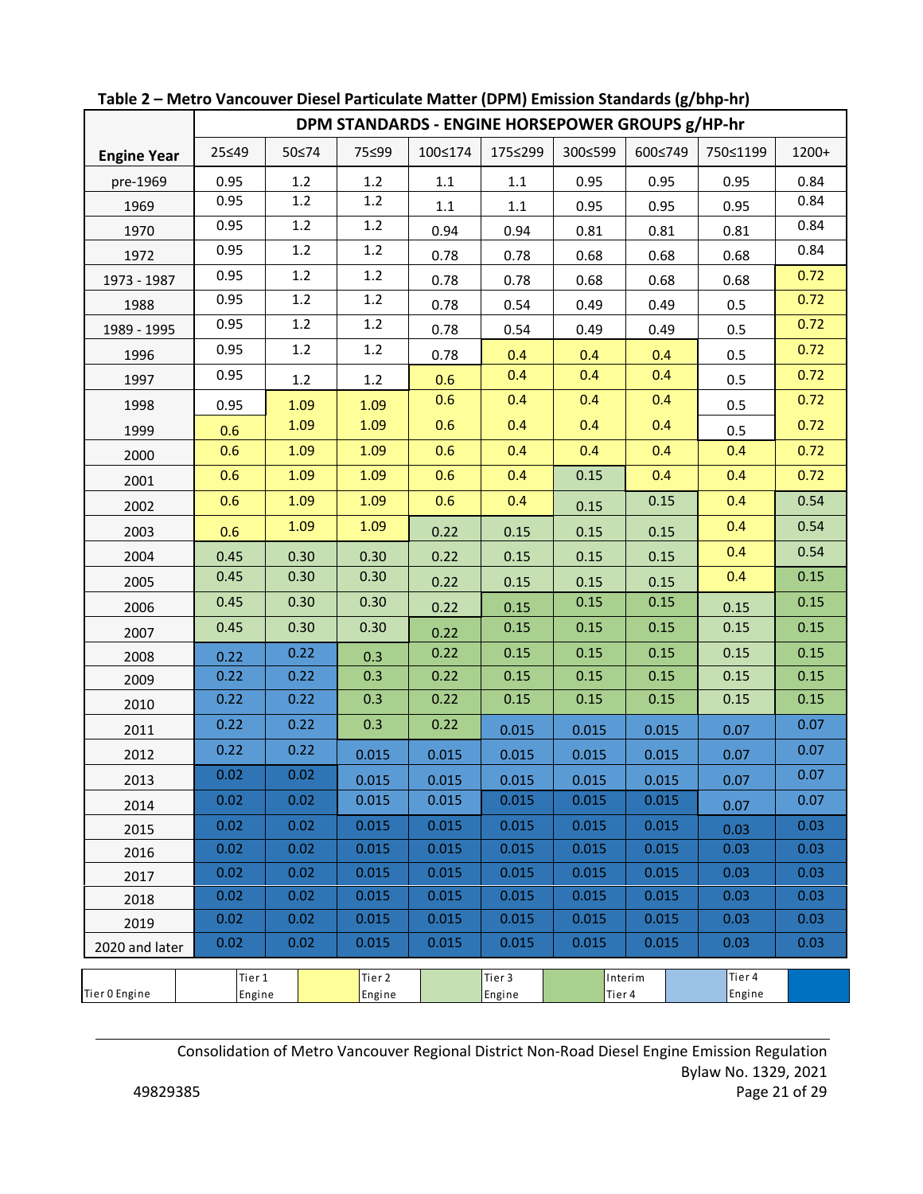**Table 2 – Metro Vancouver Diesel Particulate Matter (DPM) Emission Standards (g/bhp-hr)**

| Engine Year | DPM STANDARDS - ENGINE HORSEPOWER GROUPS g/HP-hr | | | | | | | | |
|---|---|---|---|---|---|---|---|---|---|
| | 25≤49 | 50≤74 | 75≤99 | 100≤174 | 175≤299 | 300≤599 | 600≤749 | 750≤1199 | 1200+ |
| pre-1969 | 0.95 | 1.2 | 1.2 | 1.1 | 1.1 | 0.95 | 0.95 | 0.95 | 0.84 |
| 1969 | 0.95 | 1.2 | 1.2 | 1.1 | 1.1 | 0.95 | 0.95 | 0.95 | 0.84 |
| 1970 | 0.95 | 1.2 | 1.2 | 0.94 | 0.94 | 0.81 | 0.81 | 0.81 | 0.84 |
| 1972 | 0.95 | 1.2 | 1.2 | 0.78 | 0.78 | 0.68 | 0.68 | 0.68 | 0.84 |
| 1973 - 1987 | 0.95 | 1.2 | 1.2 | 0.78 | 0.78 | 0.68 | 0.68 | 0.68 | 0.72 |
| 1988 | 0.95 | 1.2 | 1.2 | 0.78 | 0.54 | 0.49 | 0.49 | 0.5 | 0.72 |
| 1989 - 1995 | 0.95 | 1.2 | 1.2 | 0.78 | 0.54 | 0.49 | 0.49 | 0.5 | 0.72 |
| 1996 | 0.95 | 1.2 | 1.2 | 0.78 | 0.4 | 0.4 | 0.4 | 0.5 | 0.72 |
| 1997 | 0.95 | 1.2 | 1.2 | 0.6 | 0.4 | 0.4 | 0.4 | 0.5 | 0.72 |
| 1998 | 0.95 | 1.09 | 1.09 | 0.6 | 0.4 | 0.4 | 0.4 | 0.5 | 0.72 |
| 1999 | 0.6 | 1.09 | 1.09 | 0.6 | 0.4 | 0.4 | 0.4 | 0.5 | 0.72 |
| 2000 | 0.6 | 1.09 | 1.09 | 0.6 | 0.4 | 0.4 | 0.4 | 0.4 | 0.72 |
| 2001 | 0.6 | 1.09 | 1.09 | 0.6 | 0.4 | 0.15 | 0.4 | 0.4 | 0.72 |
| 2002 | 0.6 | 1.09 | 1.09 | 0.6 | 0.4 | 0.15 | 0.15 | 0.4 | 0.54 |
| 2003 | 0.6 | 1.09 | 1.09 | 0.22 | 0.15 | 0.15 | 0.15 | 0.4 | 0.54 |
| 2004 | 0.45 | 0.30 | 0.30 | 0.22 | 0.15 | 0.15 | 0.15 | 0.4 | 0.54 |
| 2005 | 0.45 | 0.30 | 0.30 | 0.22 | 0.15 | 0.15 | 0.15 | 0.4 | 0.15 |
| 2006 | 0.45 | 0.30 | 0.30 | 0.22 | 0.15 | 0.15 | 0.15 | 0.15 | 0.15 |
| 2007 | 0.45 | 0.30 | 0.30 | 0.22 | 0.15 | 0.15 | 0.15 | 0.15 | 0.15 |
| 2008 | 0.22 | 0.22 | 0.3 | 0.22 | 0.15 | 0.15 | 0.15 | 0.15 | 0.15 |
| 2009 | 0.22 | 0.22 | 0.3 | 0.22 | 0.15 | 0.15 | 0.15 | 0.15 | 0.15 |
| 2010 | 0.22 | 0.22 | 0.3 | 0.22 | 0.15 | 0.15 | 0.15 | 0.15 | 0.15 |
| 2011 | 0.22 | 0.22 | 0.3 | 0.22 | 0.015 | 0.015 | 0.015 | 0.07 | 0.07 |
| 2012 | 0.22 | 0.22 | 0.015 | 0.015 | 0.015 | 0.015 | 0.015 | 0.07 | 0.07 |
| 2013 | 0.02 | 0.02 | 0.015 | 0.015 | 0.015 | 0.015 | 0.015 | 0.07 | 0.07 |
| 2014 | 0.02 | 0.02 | 0.015 | 0.015 | 0.015 | 0.015 | 0.015 | 0.07 | 0.07 |
| 2015 | 0.02 | 0.02 | 0.015 | 0.015 | 0.015 | 0.015 | 0.015 | 0.03 | 0.03 |
| 2016 | 0.02 | 0.02 | 0.015 | 0.015 | 0.015 | 0.015 | 0.015 | 0.03 | 0.03 |
| 2017 | 0.02 | 0.02 | 0.015 | 0.015 | 0.015 | 0.015 | 0.015 | 0.03 | 0.03 |
| 2018 | 0.02 | 0.02 | 0.015 | 0.015 | 0.015 | 0.015 | 0.015 | 0.03 | 0.03 |
| 2019 | 0.02 | 0.02 | 0.015 | 0.015 | 0.015 | 0.015 | 0.015 | 0.03 | 0.03 |
| 2020 and later | 0.02 | 0.02 | 0.015 | 0.015 | 0.015 | 0.015 | 0.015 | 0.03 | 0.03 |

| Tier 0 Engine | Tier 1 Engine | Tier 2 Engine | Tier 3 Engine | Interim Tier 4 | Tier 4 Engine |
|---|---|---|---|---|---|
| (white) | (yellow) | (light green) | (green) | (light blue) | (blue) |

Consolidation of Metro Vancouver Regional District Non-Road Diesel Engine Emission Regulation Bylaw No. 1329, 2021

49829385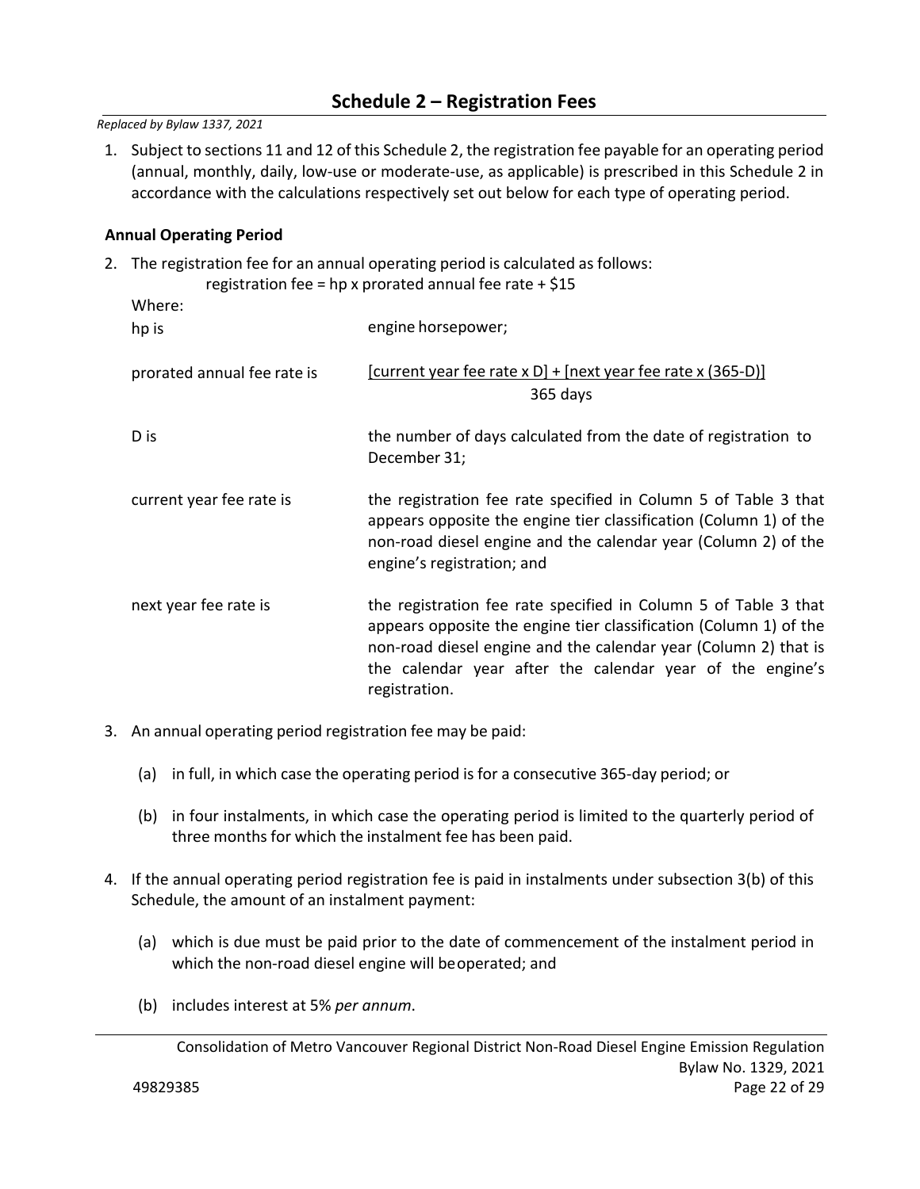## Schedule 2 – Registration Fees

*Replaced by Bylaw 1337, 2021*

1. Subject to sections 11 and 12 of this Schedule 2, the registration fee payable for an operating period (annual, monthly, daily, low-use or moderate-use, as applicable) is prescribed in this Schedule 2 in accordance with the calculations respectively set out below for each type of operating period.

### Annual Operating Period

2. The registration fee for an annual operating period is calculated as follows:

   registration fee = hp x prorated annual fee rate + $15

   Where:

   | | |
   |---|---|
   | hp is | engine horsepower; |
   | prorated annual fee rate is | $\frac{[\text{current year fee rate} \times D] + [\text{next year fee rate} \times (365-D)]}{365 \text{ days}}$ |
   | D is | the number of days calculated from the date of registration to December 31; |
   | current year fee rate is | the registration fee rate specified in Column 5 of Table 3 that appears opposite the engine tier classification (Column 1) of the non-road diesel engine and the calendar year (Column 2) of the engine's registration; and |
   | next year fee rate is | the registration fee rate specified in Column 5 of Table 3 that appears opposite the engine tier classification (Column 1) of the non-road diesel engine and the calendar year (Column 2) that is the calendar year after the calendar year of the engine's registration. |

3. An annual operating period registration fee may be paid:

   (a) in full, in which case the operating period is for a consecutive 365-day period; or

   (b) in four instalments, in which case the operating period is limited to the quarterly period of three months for which the instalment fee has been paid.

4. If the annual operating period registration fee is paid in instalments under subsection 3(b) of this Schedule, the amount of an instalment payment:

   (a) which is due must be paid prior to the date of commencement of the instalment period in which the non-road diesel engine will be operated; and

   (b) includes interest at 5% *per annum*.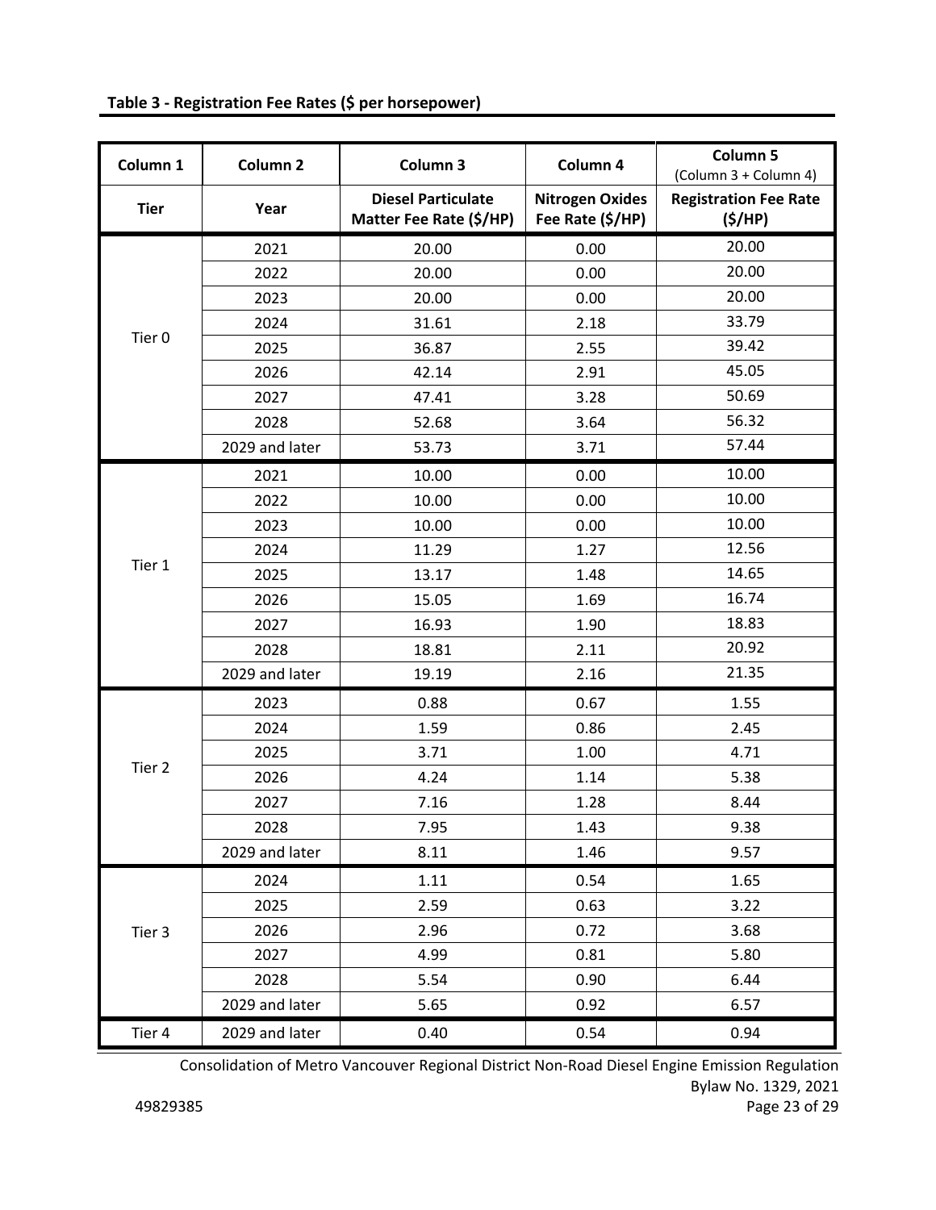**Table 3 - Registration Fee Rates ($ per horsepower)**

| Column 1 | Column 2 | Column 3 | Column 4 | Column 5 (Column 3 + Column 4) |
|---|---|---|---|---|
| **Tier** | **Year** | **Diesel Particulate Matter Fee Rate ($/HP)** | **Nitrogen Oxides Fee Rate ($/HP)** | **Registration Fee Rate ($/HP)** |
| Tier 0 | 2021 | 20.00 | 0.00 | 20.00 |
| | 2022 | 20.00 | 0.00 | 20.00 |
| | 2023 | 20.00 | 0.00 | 20.00 |
| | 2024 | 31.61 | 2.18 | 33.79 |
| | 2025 | 36.87 | 2.55 | 39.42 |
| | 2026 | 42.14 | 2.91 | 45.05 |
| | 2027 | 47.41 | 3.28 | 50.69 |
| | 2028 | 52.68 | 3.64 | 56.32 |
| | 2029 and later | 53.73 | 3.71 | 57.44 |
| Tier 1 | 2021 | 10.00 | 0.00 | 10.00 |
| | 2022 | 10.00 | 0.00 | 10.00 |
| | 2023 | 10.00 | 0.00 | 10.00 |
| | 2024 | 11.29 | 1.27 | 12.56 |
| | 2025 | 13.17 | 1.48 | 14.65 |
| | 2026 | 15.05 | 1.69 | 16.74 |
| | 2027 | 16.93 | 1.90 | 18.83 |
| | 2028 | 18.81 | 2.11 | 20.92 |
| | 2029 and later | 19.19 | 2.16 | 21.35 |
| Tier 2 | 2023 | 0.88 | 0.67 | 1.55 |
| | 2024 | 1.59 | 0.86 | 2.45 |
| | 2025 | 3.71 | 1.00 | 4.71 |
| | 2026 | 4.24 | 1.14 | 5.38 |
| | 2027 | 7.16 | 1.28 | 8.44 |
| | 2028 | 7.95 | 1.43 | 9.38 |
| | 2029 and later | 8.11 | 1.46 | 9.57 |
| Tier 3 | 2024 | 1.11 | 0.54 | 1.65 |
| | 2025 | 2.59 | 0.63 | 3.22 |
| | 2026 | 2.96 | 0.72 | 3.68 |
| | 2027 | 4.99 | 0.81 | 5.80 |
| | 2028 | 5.54 | 0.90 | 6.44 |
| | 2029 and later | 5.65 | 0.92 | 6.57 |
| Tier 4 | 2029 and later | 0.40 | 0.54 | 0.94 |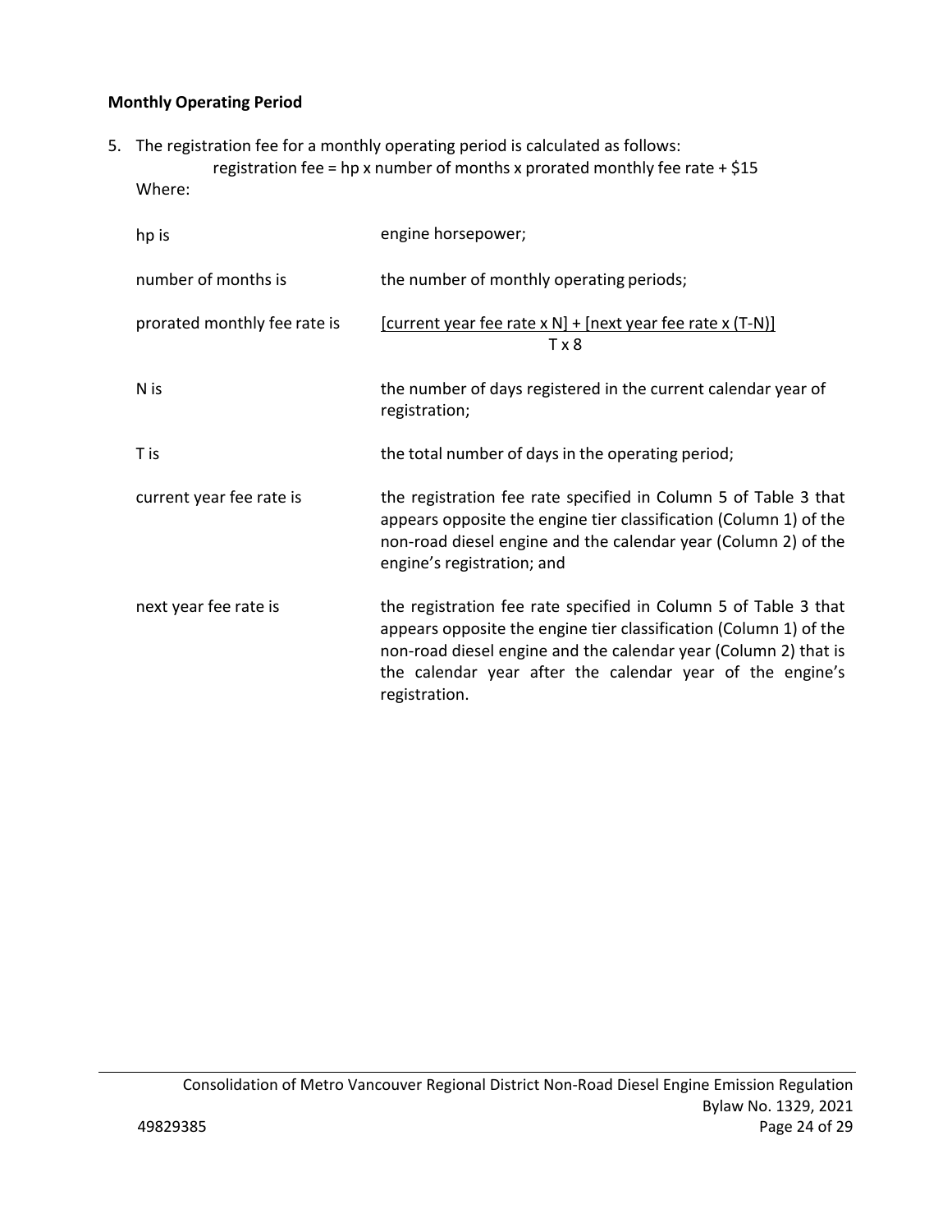**Monthly Operating Period**

5. The registration fee for a monthly operating period is calculated as follows:

   registration fee = hp x number of months x prorated monthly fee rate + $15

   Where:

| | |
|---|---|
| hp is | engine horsepower; |
| number of months is | the number of monthly operating periods; |
| prorated monthly fee rate is | $\frac{[\text{current year fee rate} \times N] + [\text{next year fee rate} \times (T-N)]}{T \times 8}$ |
| N is | the number of days registered in the current calendar year of registration; |
| T is | the total number of days in the operating period; |
| current year fee rate is | the registration fee rate specified in Column 5 of Table 3 that appears opposite the engine tier classification (Column 1) of the non-road diesel engine and the calendar year (Column 2) of the engine's registration; and |
| next year fee rate is | the registration fee rate specified in Column 5 of Table 3 that appears opposite the engine tier classification (Column 1) of the non-road diesel engine and the calendar year (Column 2) that is the calendar year after the calendar year of the engine's registration. |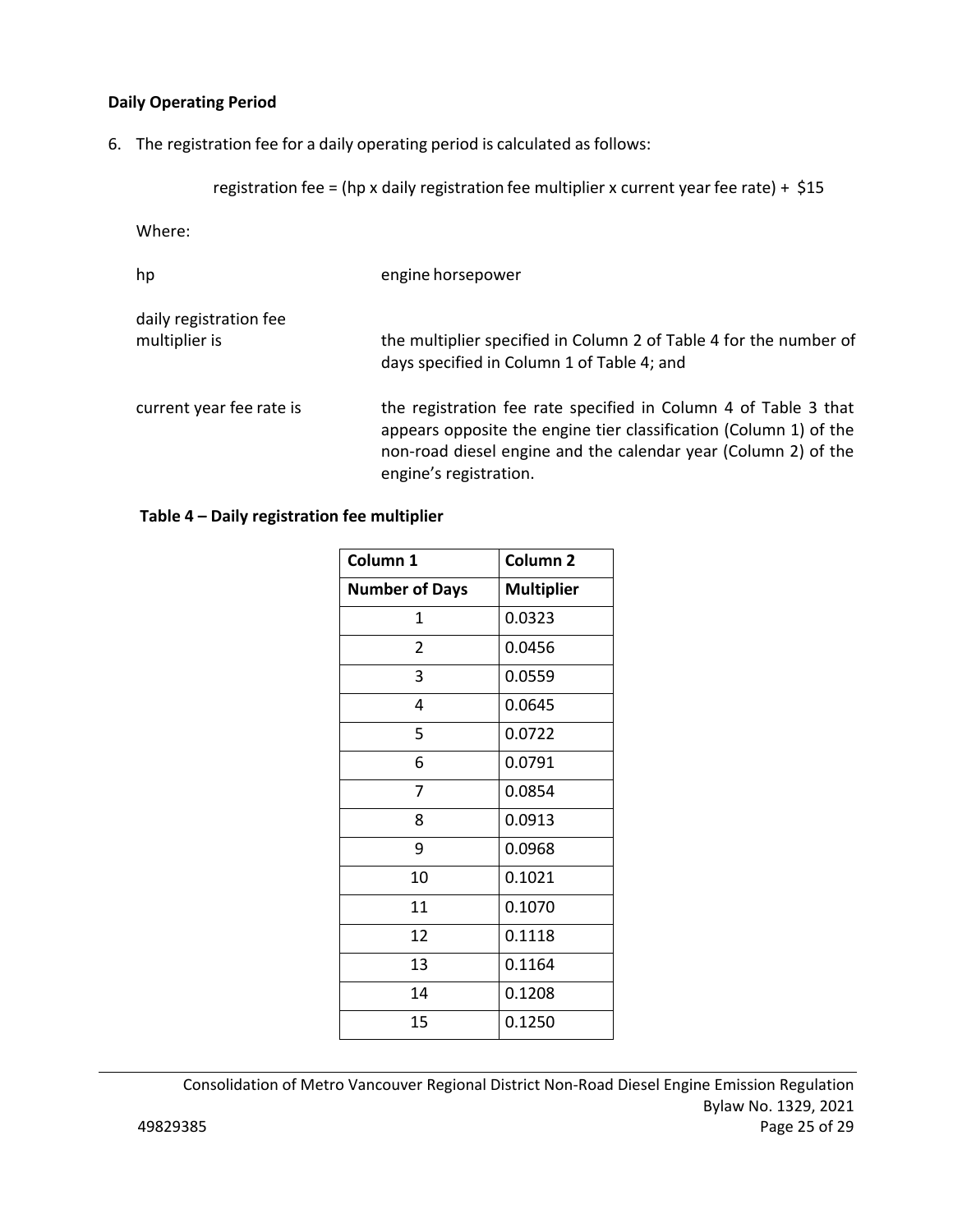**Daily Operating Period**

6. The registration fee for a daily operating period is calculated as follows:

registration fee = (hp x daily registration fee multiplier x current year fee rate) + $15

Where:

| | |
|---|---|
| hp | engine horsepower |
| daily registration fee multiplier is | the multiplier specified in Column 2 of Table 4 for the number of days specified in Column 1 of Table 4; and |
| current year fee rate is | the registration fee rate specified in Column 4 of Table 3 that appears opposite the engine tier classification (Column 1) of the non-road diesel engine and the calendar year (Column 2) of the engine's registration. |

**Table 4 – Daily registration fee multiplier**

| Column 1 | Column 2 |
|---|---|
| **Number of Days** | **Multiplier** |
| 1 | 0.0323 |
| 2 | 0.0456 |
| 3 | 0.0559 |
| 4 | 0.0645 |
| 5 | 0.0722 |
| 6 | 0.0791 |
| 7 | 0.0854 |
| 8 | 0.0913 |
| 9 | 0.0968 |
| 10 | 0.1021 |
| 11 | 0.1070 |
| 12 | 0.1118 |
| 13 | 0.1164 |
| 14 | 0.1208 |
| 15 | 0.1250 |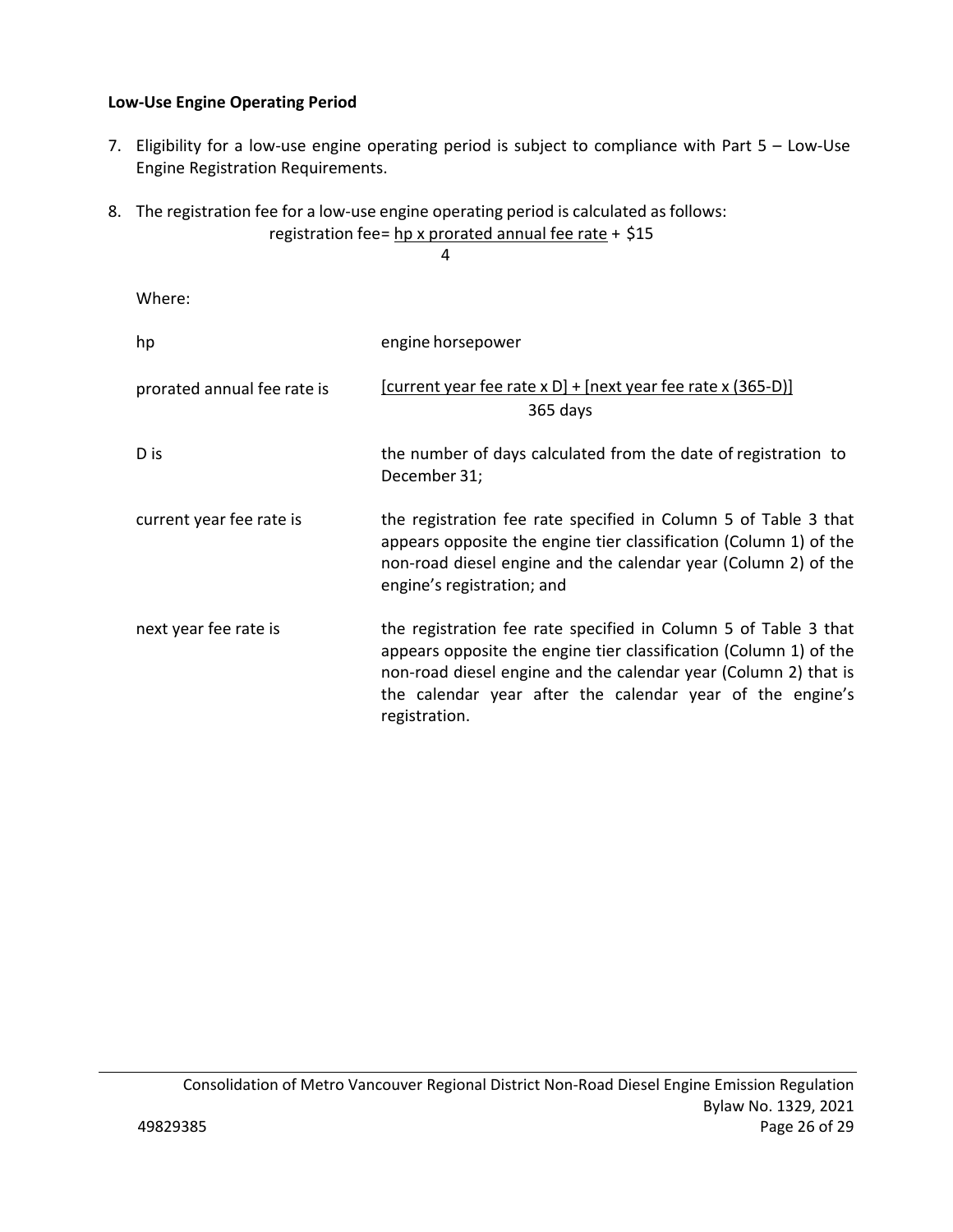**Low-Use Engine Operating Period**

7. Eligibility for a low-use engine operating period is subject to compliance with Part 5 – Low-Use Engine Registration Requirements.

8. The registration fee for a low-use engine operating period is calculated as follows:

$$\text{registration fee} = \frac{\text{hp x prorated annual fee rate}}{4} + \$15$$

Where:

| | |
|---|---|
| hp | engine horsepower |
| prorated annual fee rate is | $\frac{[\text{current year fee rate x D}] + [\text{next year fee rate x (365-D)}]}{\text{365 days}}$ |
| D is | the number of days calculated from the date of registration to December 31; |
| current year fee rate is | the registration fee rate specified in Column 5 of Table 3 that appears opposite the engine tier classification (Column 1) of the non-road diesel engine and the calendar year (Column 2) of the engine's registration; and |
| next year fee rate is | the registration fee rate specified in Column 5 of Table 3 that appears opposite the engine tier classification (Column 1) of the non-road diesel engine and the calendar year (Column 2) that is the calendar year after the calendar year of the engine's registration. |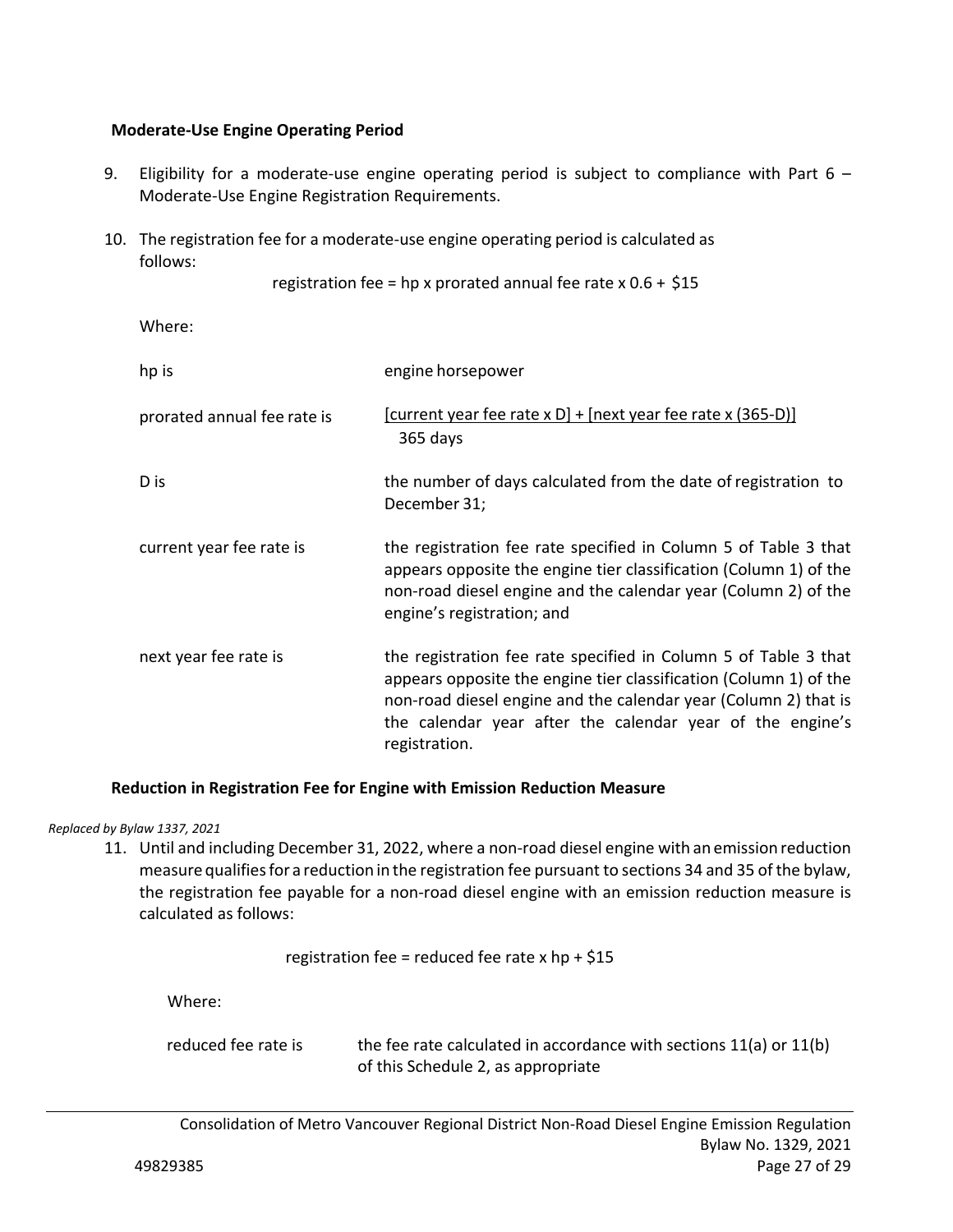**Moderate-Use Engine Operating Period**

9. Eligibility for a moderate-use engine operating period is subject to compliance with Part 6 – Moderate-Use Engine Registration Requirements.

10. The registration fee for a moderate-use engine operating period is calculated as follows:

$$\text{registration fee} = \text{hp} \times \text{prorated annual fee rate} \times 0.6 + \$15$$

Where:

| | |
|---|---|
| hp is | engine horsepower |
| prorated annual fee rate is | $\frac{[\text{current year fee rate} \times D] + [\text{next year fee rate} \times (365-D)]}{365 \text{ days}}$ |
| D is | the number of days calculated from the date of registration to December 31; |
| current year fee rate is | the registration fee rate specified in Column 5 of Table 3 that appears opposite the engine tier classification (Column 1) of the non-road diesel engine and the calendar year (Column 2) of the engine's registration; and |
| next year fee rate is | the registration fee rate specified in Column 5 of Table 3 that appears opposite the engine tier classification (Column 1) of the non-road diesel engine and the calendar year (Column 2) that is the calendar year after the calendar year of the engine's registration. |

**Reduction in Registration Fee for Engine with Emission Reduction Measure**

*Replaced by Bylaw 1337, 2021*

11. Until and including December 31, 2022, where a non-road diesel engine with an emission reduction measure qualifies for a reduction in the registration fee pursuant to sections 34 and 35 of the bylaw, the registration fee payable for a non-road diesel engine with an emission reduction measure is calculated as follows:

$$\text{registration fee} = \text{reduced fee rate} \times \text{hp} + \$15$$

Where:

| | |
|---|---|
| reduced fee rate is | the fee rate calculated in accordance with sections 11(a) or 11(b) of this Schedule 2, as appropriate |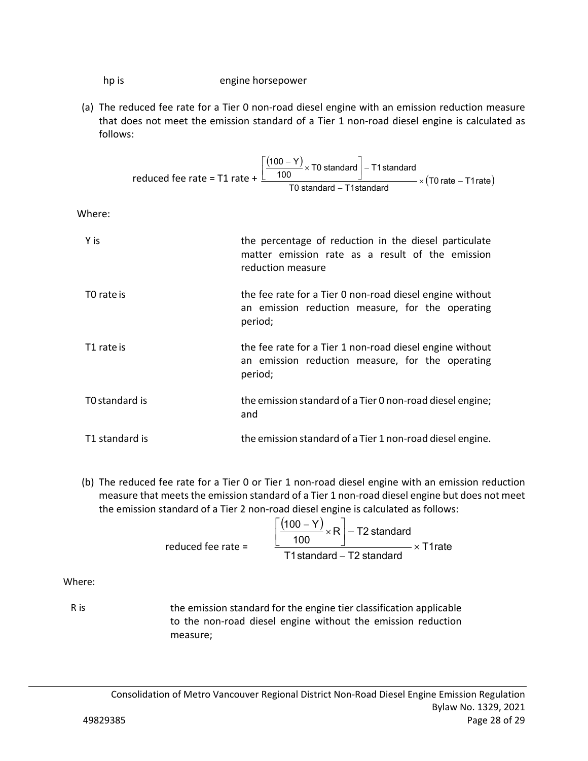hp is engine horsepower

(a) The reduced fee rate for a Tier 0 non-road diesel engine with an emission reduction measure that does not meet the emission standard of a Tier 1 non-road diesel engine is calculated as follows:

$$\text{reduced fee rate} = \text{T1 rate} + \frac{\left[\frac{(100 - \text{Y})}{100} \times \text{T0 standard}\right] - \text{T1 standard}}{\text{T0 standard} - \text{T1 standard}} \times (\text{T0 rate} - \text{T1 rate})$$

Where:

| | |
|---|---|
| Y is | the percentage of reduction in the diesel particulate matter emission rate as a result of the emission reduction measure |
| T0 rate is | the fee rate for a Tier 0 non-road diesel engine without an emission reduction measure, for the operating period; |
| T1 rate is | the fee rate for a Tier 1 non-road diesel engine without an emission reduction measure, for the operating period; |
| T0 standard is | the emission standard of a Tier 0 non-road diesel engine; and |
| T1 standard is | the emission standard of a Tier 1 non-road diesel engine. |

(b) The reduced fee rate for a Tier 0 or Tier 1 non-road diesel engine with an emission reduction measure that meets the emission standard of a Tier 1 non-road diesel engine but does not meet the emission standard of a Tier 2 non-road diesel engine is calculated as follows:

$$\text{reduced fee rate} = \frac{\left[\frac{(100 - \text{Y})}{100} \times \text{R}\right] - \text{T2 standard}}{\text{T1 standard} - \text{T2 standard}} \times \text{T1 rate}$$

Where:

| | |
|---|---|
| R is | the emission standard for the engine tier classification applicable to the non-road diesel engine without the emission reduction measure; |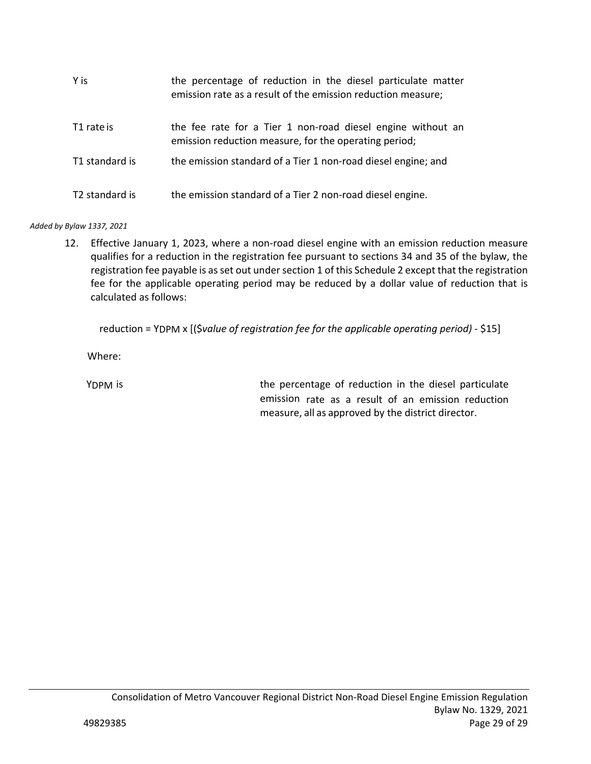| | |
|---|---|
| Y is | the percentage of reduction in the diesel particulate matter emission rate as a result of the emission reduction measure; |
| T1 rate is | the fee rate for a Tier 1 non-road diesel engine without an emission reduction measure, for the operating period; |
| T1 standard is | the emission standard of a Tier 1 non-road diesel engine; and |
| T2 standard is | the emission standard of a Tier 2 non-road diesel engine. |

*Added by Bylaw 1337, 2021*

12. Effective January 1, 2023, where a non-road diesel engine with an emission reduction measure qualifies for a reduction in the registration fee pursuant to sections 34 and 35 of the bylaw, the registration fee payable is as set out under section 1 of this Schedule 2 except that the registration fee for the applicable operating period may be reduced by a dollar value of reduction that is calculated as follows:

    reduction = $Y_{DPM}$ x [($*value of registration fee for the applicable operating period)* - $15]

    Where:

    | | |
    |---|---|
    | $Y_{DPM}$ is | the percentage of reduction in the diesel particulate emission rate as a result of an emission reduction measure, all as approved by the district director. |